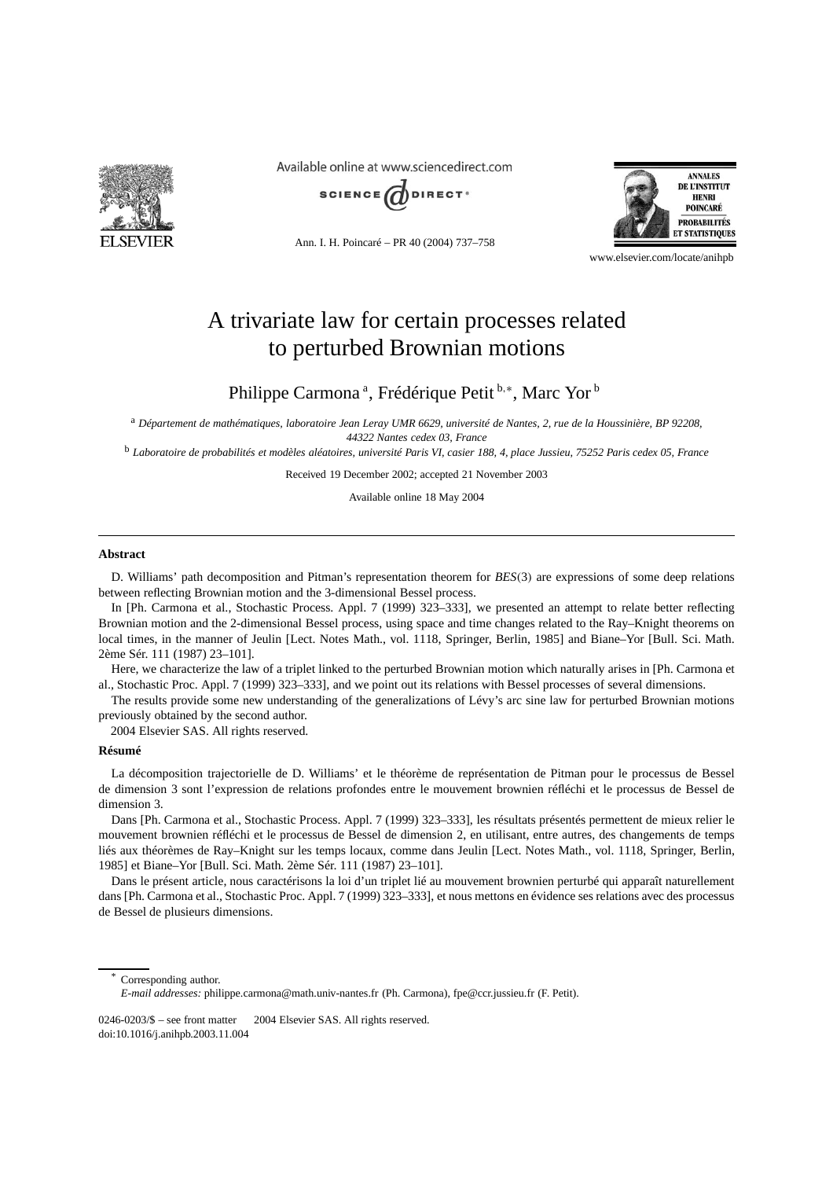# A trivariate law for certain processes related to perturbed Brownian motions

Philippe Carmona [a], Frédérique Petit [b,*], Marc Yor [b]

[a] *Département de mathématiques, laboratoire Jean Leray UMR 6629, université de Nantes, 2, rue de la Houssinière, BP 92208, 44322 Nantes cedex 03, France*

[b] *Laboratoire de probabilités et modèles aléatoires, université Paris VI, casier 188, 4, place Jussieu, 75252 Paris cedex 05, France*

Received 19 December 2002; accepted 21 November 2003

Available online 18 May 2004

---

**Abstract**

D. Williams' path decomposition and Pitman's representation theorem for *BES*(3) are expressions of some deep relations between reflecting Brownian motion and the 3-dimensional Bessel process.

In [Ph. Carmona et al., Stochastic Process. Appl. 7 (1999) 323–333], we presented an attempt to relate better reflecting Brownian motion and the 2-dimensional Bessel process, using space and time changes related to the Ray–Knight theorems on local times, in the manner of Jeulin [Lect. Notes Math., vol. 1118, Springer, Berlin, 1985] and Biane–Yor [Bull. Sci. Math. 2ème Sér. 111 (1987) 23–101].

Here, we characterize the law of a triplet linked to the perturbed Brownian motion which naturally arises in [Ph. Carmona et al., Stochastic Proc. Appl. 7 (1999) 323–333], and we point out its relations with Bessel processes of several dimensions.

The results provide some new understanding of the generalizations of Lévy's arc sine law for perturbed Brownian motions previously obtained by the second author.

2004 Elsevier SAS. All rights reserved.

**Résumé**

La décomposition trajectorielle de D. Williams' et le théorème de représentation de Pitman pour le processus de Bessel de dimension 3 sont l'expression de relations profondes entre le mouvement brownien réfléchi et le processus de Bessel de dimension 3.

Dans [Ph. Carmona et al., Stochastic Process. Appl. 7 (1999) 323–333], les résultats présentés permettent de mieux relier le mouvement brownien réfléchi et le processus de Bessel de dimension 2, en utilisant, entre autres, des changements de temps liés aux théorèmes de Ray–Knight sur les temps locaux, comme dans Jeulin [Lect. Notes Math., vol. 1118, Springer, Berlin, 1985] et Biane–Yor [Bull. Sci. Math. 2ème Sér. 111 (1987) 23–101].

Dans le présent article, nous caractérisons la loi d'un triplet lié au mouvement brownien perturbé qui apparaît naturellement dans [Ph. Carmona et al., Stochastic Proc. Appl. 7 (1999) 323–333], et nous mettons en évidence ses relations avec des processus de Bessel de plusieurs dimensions.

---

\* Corresponding author.

*E-mail addresses:* philippe.carmona@math.univ-nantes.fr (Ph. Carmona), fpe@ccr.jussieu.fr (F. Petit).

0246-0203/$ – see front matter 2004 Elsevier SAS. All rights reserved.
doi:10.1016/j.anihpb.2003.11.004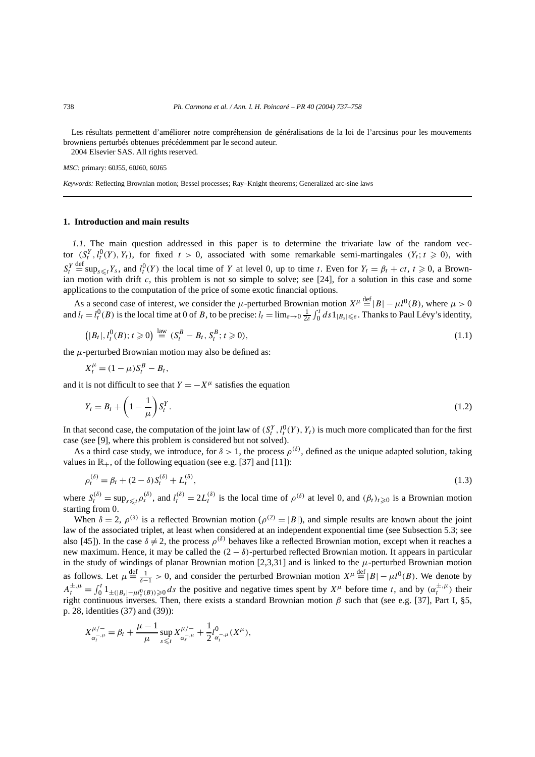Les résultats permettent d'améliorer notre compréhension de généralisations de la loi de l'arcsinus pour les mouvements browniens perturbés obtenues précédemment par le second auteur.

2004 Elsevier SAS. All rights reserved.

*MSC:* primary: 60J55, 60J60, 60J65

*Keywords:* Reflecting Brownian motion; Bessel processes; Ray–Knight theorems; Generalized arc-sine laws

## 1. Introduction and main results

*1.1.* The main question addressed in this paper is to determine the trivariate law of the random vector $(S_t^Y, l_t^0(Y), Y_t)$, for fixed $t > 0$, associated with some remarkable semi-martingales $(Y_t; t \geqslant 0)$, with $S_t^Y \stackrel{\text{def}}{=} \sup_{s \leqslant t} Y_s$, and $l_t^0(Y)$ the local time of $Y$ at level 0, up to time $t$. Even for $Y_t = \beta_t + ct$, $t \geqslant 0$, a Brownian motion with drift $c$, this problem is not so simple to solve; see [24], for a solution in this case and some applications to the computation of the price of some exotic financial options.

As a second case of interest, we consider the $\mu$-perturbed Brownian motion $X^\mu \stackrel{\text{def}}{=} |B| - \mu l^0(B)$, where $\mu > 0$ and $l_t = l_t^0(B)$ is the local time at 0 of $B$, to be precise: $l_t = \lim_{\varepsilon \to 0} \frac{1}{2\varepsilon} \int_0^t ds 1_{|B_s| \leqslant \varepsilon}$. Thanks to Paul Lévy's identity,

$$\left(|B_t|, l_t^0(B); t \geqslant 0\right) \stackrel{\text{law}}{=} (S_t^B - B_t, S_t^B; t \geqslant 0), \tag{1.1}$$

the $\mu$-perturbed Brownian motion may also be defined as:

$$X_t^\mu = (1 - \mu) S_t^B - B_t,$$

and it is not difficult to see that $Y = -X^\mu$ satisfies the equation

$$Y_t = B_t + \left(1 - \frac{1}{\mu}\right) S_t^Y. \tag{1.2}$$

In that second case, the computation of the joint law of $(S_t^Y, l_t^0(Y), Y_t)$ is much more complicated than for the first case (see [9], where this problem is considered but not solved).

As a third case study, we introduce, for $\delta > 1$, the process $\rho^{(\delta)}$, defined as the unique adapted solution, taking values in $\mathbb{R}_+$, of the following equation (see e.g. [37] and [11]):

$$\rho_t^{(\delta)} = \beta_t + (2 - \delta) S_t^{(\delta)} + L_t^{(\delta)}, \tag{1.3}$$

where $S_t^{(\delta)} = \sup_{s \leqslant t} \rho_s^{(\delta)}$, and $l_t^{(\delta)} = 2L_t^{(\delta)}$ is the local time of $\rho^{(\delta)}$ at level 0, and $(\beta_t)_{t \geqslant 0}$ is a Brownian motion starting from 0.

When $\delta = 2$, $\rho^{(\delta)}$ is a reflected Brownian motion ($\rho^{(2)} = |B|$), and simple results are known about the joint law of the associated triplet, at least when considered at an independent exponential time (see Subsection 5.3; see also [45]). In the case $\delta \neq 2$, the process $\rho^{(\delta)}$ behaves like a reflected Brownian motion, except when it reaches a new maximum. Hence, it may be called the $(2 - \delta)$-perturbed reflected Brownian motion. It appears in particular in the study of windings of planar Brownian motion [2,3,31] and is linked to the $\mu$-perturbed Brownian motion as follows. Let $\mu \stackrel{\text{def}}{=} \frac{1}{\delta - 1} > 0$, and consider the perturbed Brownian motion $X^\mu \stackrel{\text{def}}{=} |B| - \mu l^0(B)$. We denote by $A_t^{\pm,\mu} = \int_0^t 1_{\pm(|B_s| - \mu l_s^0(B)) \geqslant 0}\, ds$ the positive and negative times spent by $X^\mu$ before time $t$, and by $(\alpha_t^{\pm,\mu})$ their right continuous inverses. Then, there exists a standard Brownian motion $\beta$ such that (see e.g. [37], Part I, §5, p. 28, identities (37) and (39)):

$$X^{\mu/-}_{\alpha_t^{-,\mu}} = \beta_t + \frac{\mu - 1}{\mu} \sup_{s \leqslant t} X^{\mu/-}_{\alpha_s^{-,\mu}} + \frac{1}{2} l^0_{\alpha_t^{-,\mu}}(X^\mu),$$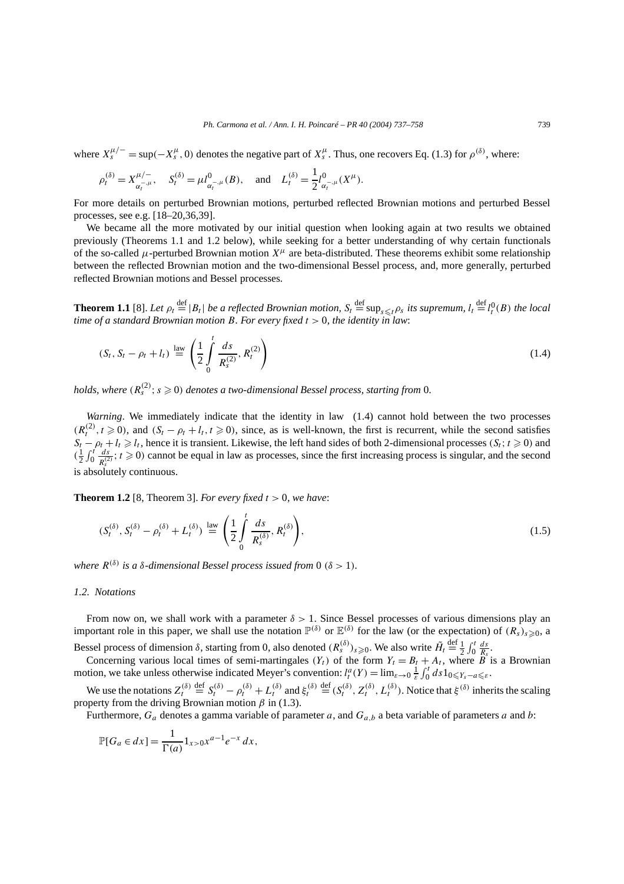where $X_s^{\mu/-} = \sup(-X_s^\mu, 0)$ denotes the negative part of $X_s^\mu$. Thus, one recovers Eq. (1.3) for $\rho^{(\delta)}$, where:

$$\rho_t^{(\delta)} = X_{\alpha_t^{-,\mu}}^{\mu/-}, \quad S_t^{(\delta)} = \mu l_{\alpha_t^{-,\mu}}^0(B), \quad \text{and} \quad L_t^{(\delta)} = \frac{1}{2} l_{\alpha_t^{-,\mu}}^0(X^\mu).$$

For more details on perturbed Brownian motions, perturbed reflected Brownian motions and perturbed Bessel processes, see e.g. [18–20,36,39].

We became all the more motivated by our initial question when looking again at two results we obtained previously (Theorems 1.1 and 1.2 below), while seeking for a better understanding of why certain functionals of the so-called $\mu$-perturbed Brownian motion $X^\mu$ are beta-distributed. These theorems exhibit some relationship between the reflected Brownian motion and the two-dimensional Bessel process, and, more generally, perturbed reflected Brownian motions and Bessel processes.

**Theorem 1.1** [8]. *Let $\rho_t \overset{\text{def}}{=} |B_t|$ be a reflected Brownian motion, $S_t \overset{\text{def}}{=} \sup_{s \leqslant t} \rho_s$ its supremum, $l_t \overset{\text{def}}{=} l_t^0(B)$ the local time of a standard Brownian motion $B$. For every fixed $t > 0$, the identity in law*:

$$(S_t, S_t - \rho_t + l_t) \overset{\text{law}}{=} \left( \frac{1}{2} \int_0^t \frac{ds}{R_s^{(2)}}, R_t^{(2)} \right) \tag{1.4}$$

*holds, where $(R_s^{(2)}; s \geqslant 0)$ denotes a two-dimensional Bessel process, starting from* 0.

*Warning*. We immediately indicate that the identity in law (1.4) cannot hold between the two processes $(R_t^{(2)}, t \geqslant 0)$, and $(S_t - \rho_t + l_t, t \geqslant 0)$, since, as is well-known, the first is recurrent, while the second satisfies $S_t - \rho_t + l_t \geqslant l_t$, hence it is transient. Likewise, the left hand sides of both 2-dimensional processes $(S_t; t \geqslant 0)$ and $(\frac{1}{2}\int_0^t \frac{ds}{R_s^{(2)}}; t \geqslant 0)$ cannot be equal in law as processes, since the first increasing process is singular, and the second is absolutely continuous.

**Theorem 1.2** [8, Theorem 3]. *For every fixed $t > 0$, we have*:

$$\left(S_t^{(\delta)}, S_t^{(\delta)} - \rho_t^{(\delta)} + L_t^{(\delta)}\right) \overset{\text{law}}{=} \left( \frac{1}{2} \int_0^t \frac{ds}{R_s^{(\delta)}}, R_t^{(\delta)} \right), \tag{1.5}$$

*where $R^{(\delta)}$ is a $\delta$-dimensional Bessel process issued from* 0 $(\delta > 1)$.

### 1.2. Notations

From now on, we shall work with a parameter $\delta > 1$. Since Bessel processes of various dimensions play an important role in this paper, we shall use the notation $\mathbb{P}^{(\delta)}$ or $\mathbb{E}^{(\delta)}$ for the law (or the expectation) of $(R_s)_{s \geqslant 0}$, a Bessel process of dimension $\delta$, starting from 0, also denoted $(R_s^{(\delta)})_{s \geqslant 0}$. We also write $\tilde{H}_t \overset{\text{def}}{=} \frac{1}{2}\int_0^t \frac{ds}{R_s}$.

Concerning various local times of semi-martingales $(Y_t)$ of the form $Y_t = B_t + A_t$, where $B$ is a Brownian motion, we take unless otherwise indicated Meyer's convention: $l_t^a(Y) = \lim_{\varepsilon \to 0} \frac{1}{\varepsilon} \int_0^t ds 1_{0 \leqslant Y_s - a \leqslant \varepsilon}$.

We use the notations $Z_t^{(\delta)} \overset{\text{def}}{=} S_t^{(\delta)} - \rho_t^{(\delta)} + L_t^{(\delta)}$ and $\xi_t^{(\delta)} \overset{\text{def}}{=} (S_t^{(\delta)}, Z_t^{(\delta)}, L_t^{(\delta)})$. Notice that $\xi^{(\delta)}$ inherits the scaling property from the driving Brownian motion $\beta$ in (1.3).

Furthermore, $G_a$ denotes a gamma variable of parameter $a$, and $G_{a,b}$ a beta variable of parameters $a$ and $b$:

$$\mathbb{P}[G_a \in dx] = \frac{1}{\Gamma(a)} 1_{x>0} x^{a-1} e^{-x} \, dx,$$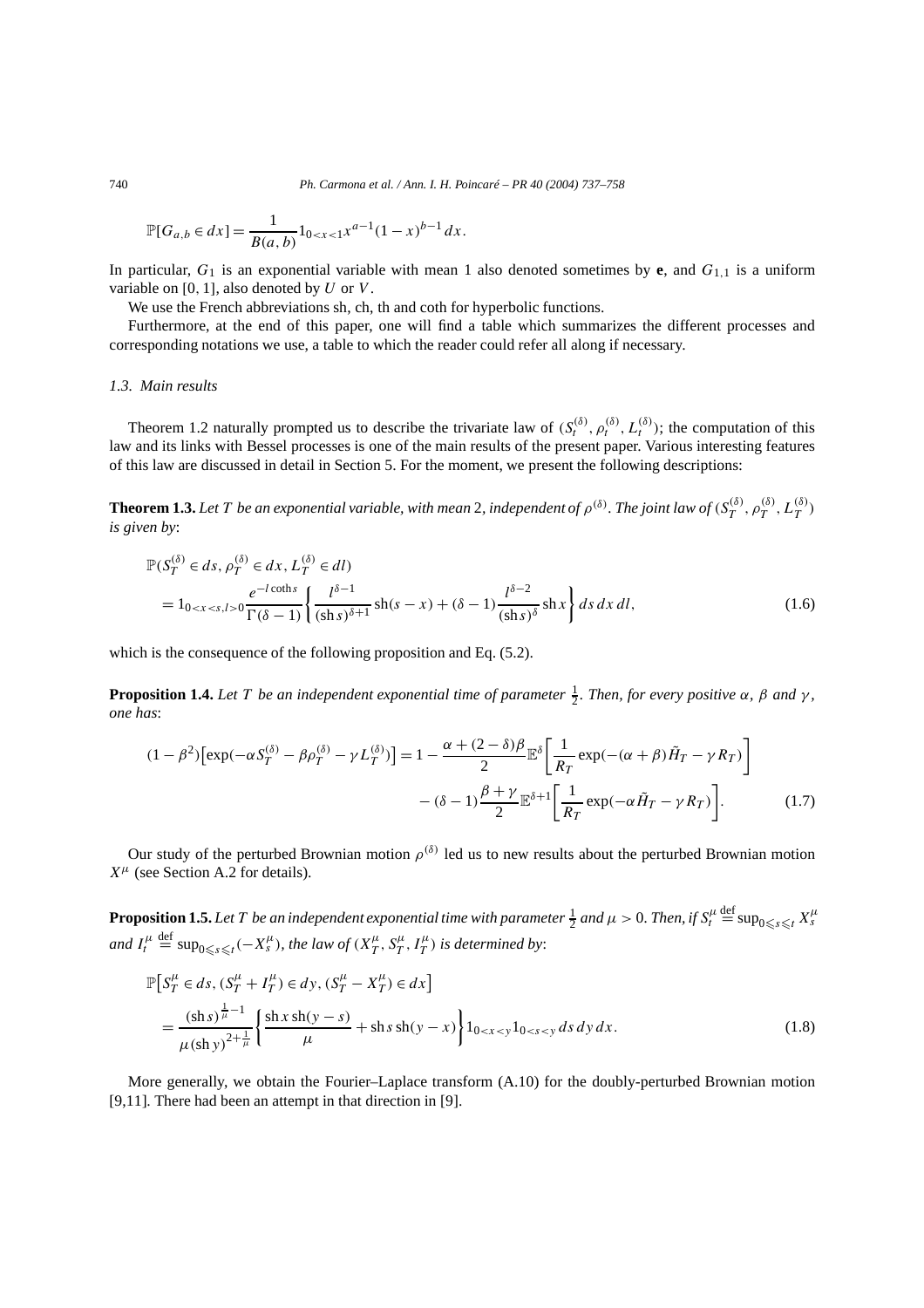$$\mathbb{P}[G_{a,b} \in dx] = \frac{1}{B(a,b)} 1_{0<x<1} x^{a-1}(1-x)^{b-1}\,dx.$$

In particular, $G_1$ is an exponential variable with mean 1 also denoted sometimes by $\mathbf{e}$, and $G_{1,1}$ is a uniform variable on $[0,1]$, also denoted by $U$ or $V$.

We use the French abbreviations sh, ch, th and coth for hyperbolic functions.

Furthermore, at the end of this paper, one will find a table which summarizes the different processes and corresponding notations we use, a table to which the reader could refer all along if necessary.

### *1.3. Main results*

Theorem 1.2 naturally prompted us to describe the trivariate law of $(S_t^{(\delta)}, \rho_t^{(\delta)}, L_t^{(\delta)})$; the computation of this law and its links with Bessel processes is one of the main results of the present paper. Various interesting features of this law are discussed in detail in Section 5. For the moment, we present the following descriptions:

**Theorem 1.3.** *Let $T$ be an exponential variable, with mean 2, independent of $\rho^{(\delta)}$. The joint law of $(S_T^{(\delta)}, \rho_T^{(\delta)}, L_T^{(\delta)})$ is given by*:

$$\begin{aligned}
&\mathbb{P}(S_T^{(\delta)} \in ds, \rho_T^{(\delta)} \in dx, L_T^{(\delta)} \in dl) \\
&\quad = 1_{0<x<s,l>0} \frac{e^{-l \coth s}}{\Gamma(\delta-1)} \left\{ \frac{l^{\delta-1}}{(\operatorname{sh} s)^{\delta+1}} \operatorname{sh}(s-x) + (\delta-1) \frac{l^{\delta-2}}{(\operatorname{sh} s)^{\delta}} \operatorname{sh} x \right\} ds\,dx\,dl,
\end{aligned} \tag{1.6}$$

which is the consequence of the following proposition and Eq. (5.2).

**Proposition 1.4.** *Let $T$ be an independent exponential time of parameter $\frac{1}{2}$. Then, for every positive $\alpha$, $\beta$ and $\gamma$, one has*:

$$\begin{aligned}
(1-\beta^2)\big[\exp(-\alpha S_T^{(\delta)} - \beta \rho_T^{(\delta)} - \gamma L_T^{(\delta)})\big] &= 1 - \frac{\alpha + (2-\delta)\beta}{2} \mathbb{E}^{\delta}\left[\frac{1}{R_T} \exp(-(\alpha+\beta)\tilde{H}_T - \gamma R_T)\right] \\
&\quad - (\delta-1)\frac{\beta+\gamma}{2} \mathbb{E}^{\delta+1}\left[\frac{1}{R_T} \exp(-\alpha \tilde{H}_T - \gamma R_T)\right].
\end{aligned} \tag{1.7}$$

Our study of the perturbed Brownian motion $\rho^{(\delta)}$ led us to new results about the perturbed Brownian motion $X^{\mu}$ (see Section A.2 for details).

**Proposition 1.5.** *Let $T$ be an independent exponential time with parameter $\frac{1}{2}$ and $\mu > 0$. Then, if $S_t^{\mu} \stackrel{\text{def}}{=} \sup_{0 \leqslant s \leqslant t} X_s^{\mu}$ and $I_t^{\mu} \stackrel{\text{def}}{=} \sup_{0 \leqslant s \leqslant t}(-X_s^{\mu})$, the law of $(X_T^{\mu}, S_T^{\mu}, I_T^{\mu})$ is determined by*:

$$\begin{aligned}
&\mathbb{P}\big[S_T^{\mu} \in ds, (S_T^{\mu} + I_T^{\mu}) \in dy, (S_T^{\mu} - X_T^{\mu}) \in dx\big] \\
&\quad = \frac{(\operatorname{sh} s)^{\frac{1}{\mu}-1}}{\mu (\operatorname{sh} y)^{2+\frac{1}{\mu}}} \left\{ \frac{\operatorname{sh} x \operatorname{sh}(y-s)}{\mu} + \operatorname{sh} s \operatorname{sh}(y-x) \right\} 1_{0<x<y} 1_{0<s<y}\, ds\,dy\,dx.
\end{aligned} \tag{1.8}$$

More generally, we obtain the Fourier–Laplace transform (A.10) for the doubly-perturbed Brownian motion [9,11]. There had been an attempt in that direction in [9].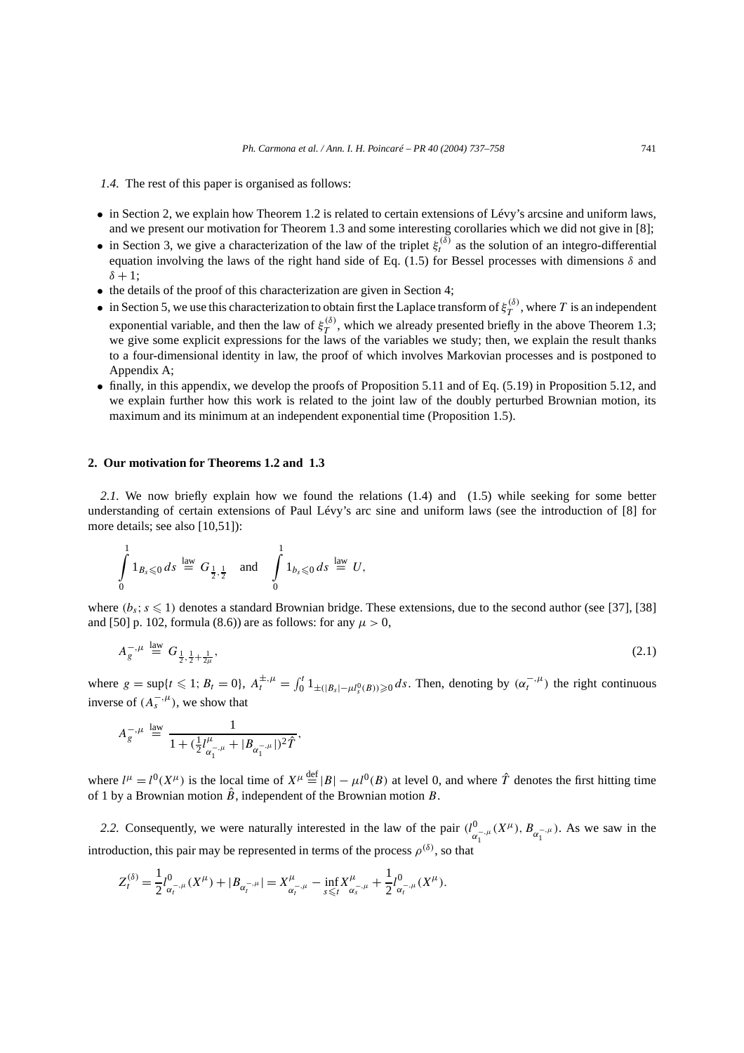*1.4.* The rest of this paper is organised as follows:

- in Section 2, we explain how Theorem 1.2 is related to certain extensions of Lévy's arcsine and uniform laws, and we present our motivation for Theorem 1.3 and some interesting corollaries which we did not give in [8];
- in Section 3, we give a characterization of the law of the triplet $\xi_t^{(\delta)}$ as the solution of an integro-differential equation involving the laws of the right hand side of Eq. (1.5) for Bessel processes with dimensions $\delta$ and $\delta + 1$;
- the details of the proof of this characterization are given in Section 4;
- in Section 5, we use this characterization to obtain first the Laplace transform of $\xi_T^{(\delta)}$, where $T$ is an independent exponential variable, and then the law of $\xi_T^{(\delta)}$, which we already presented briefly in the above Theorem 1.3; we give some explicit expressions for the laws of the variables we study; then, we explain the result thanks to a four-dimensional identity in law, the proof of which involves Markovian processes and is postponed to Appendix A;
- finally, in this appendix, we develop the proofs of Proposition 5.11 and of Eq. (5.19) in Proposition 5.12, and we explain further how this work is related to the joint law of the doubly perturbed Brownian motion, its maximum and its minimum at an independent exponential time (Proposition 1.5).

## 2. Our motivation for Theorems 1.2 and 1.3

*2.1.* We now briefly explain how we found the relations (1.4) and (1.5) while seeking for some better understanding of certain extensions of Paul Lévy's arc sine and uniform laws (see the introduction of [8] for more details; see also [10,51]):

$$\int_0^1 1_{B_s \leqslant 0}\, ds \overset{\text{law}}{=} G_{\frac{1}{2},\frac{1}{2}} \quad \text{and} \quad \int_0^1 1_{b_s \leqslant 0}\, ds \overset{\text{law}}{=} U,$$

where $(b_s; s \leqslant 1)$ denotes a standard Brownian bridge. These extensions, due to the second author (see [37], [38] and [50] p. 102, formula (8.6)) are as follows: for any $\mu > 0$,

$$A_g^{-,\mu} \overset{\text{law}}{=} G_{\frac{1}{2},\frac{1}{2}+\frac{1}{2\mu}}, \tag{2.1}$$

where $g = \sup\{t \leqslant 1;\, B_t = 0\}$, $A_t^{\pm,\mu} = \int_0^t 1_{\pm(|B_s| - \mu l_s^0(B)) \geqslant 0}\, ds$. Then, denoting by $(\alpha_t^{-,\mu})$ the right continuous inverse of $(A_s^{-,\mu})$, we show that

$$A_g^{-,\mu} \overset{\text{law}}{=} \frac{1}{1 + (\frac{1}{2} l^\mu_{\alpha_1^{-,\mu}} + |B_{\alpha_1^{-,\mu}}|)^2 \hat{T}},$$

where $l^\mu = l^0(X^\mu)$ is the local time of $X^\mu \overset{\text{def}}{=} |B| - \mu l^0(B)$ at level 0, and where $\hat{T}$ denotes the first hitting time of 1 by a Brownian motion $\hat{B}$, independent of the Brownian motion $B$.

*2.2.* Consequently, we were naturally interested in the law of the pair $(l^0_{\alpha_1^{-,\mu}}(X^\mu), B_{\alpha_1^{-,\mu}})$. As we saw in the introduction, this pair may be represented in terms of the process $\rho^{(\delta)}$, so that

$$Z_t^{(\delta)} = \frac{1}{2} l^0_{\alpha_t^{-,\mu}}(X^\mu) + |B_{\alpha_t^{-,\mu}}| = X^\mu_{\alpha_t^{-,\mu}} - \inf_{s \leqslant t} X^\mu_{\alpha_s^{-,\mu}} + \frac{1}{2} l^0_{\alpha_t^{-,\mu}}(X^\mu).$$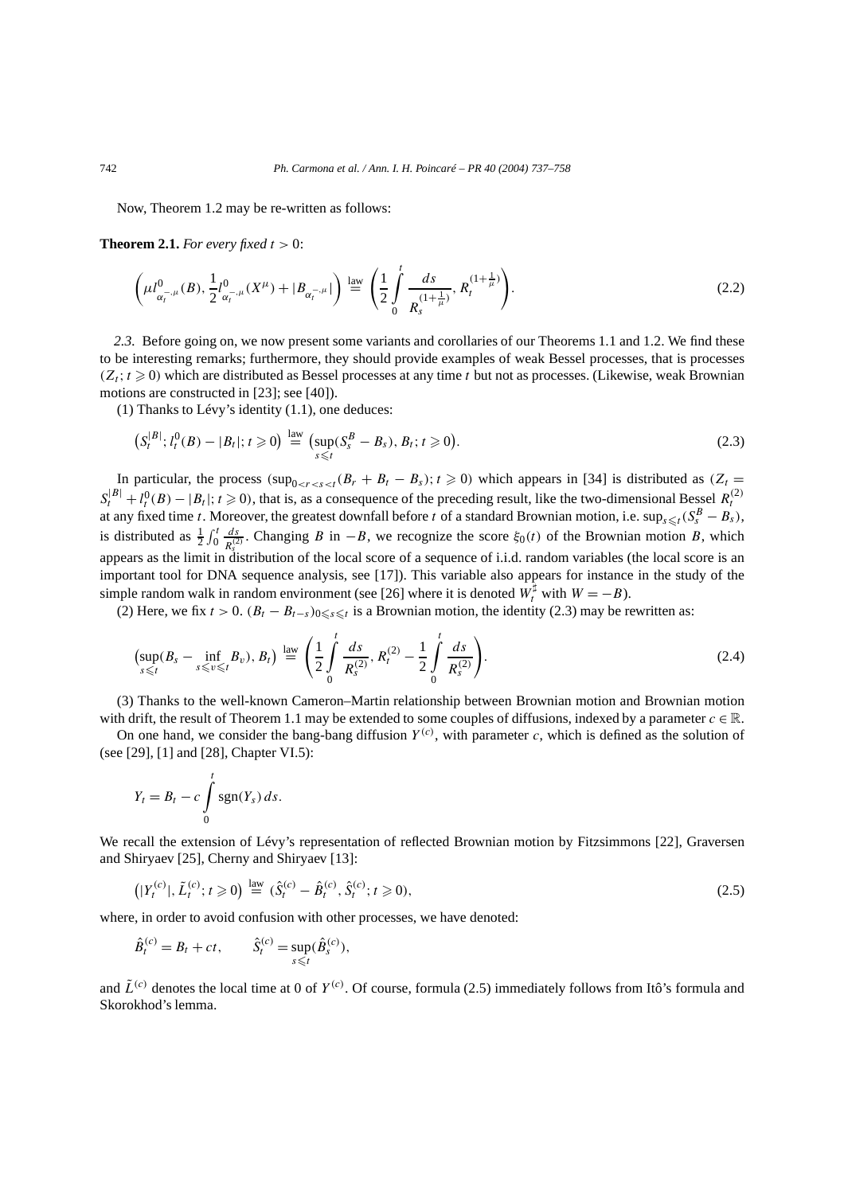Now, Theorem 1.2 may be re-written as follows:

**Theorem 2.1.** *For every fixed* $t > 0$:

$$\left(\mu l^0_{\alpha_t^{-,\mu}}(B), \frac{1}{2} l^0_{\alpha_t^{-,\mu}}(X^\mu) + |B_{\alpha_t^{-,\mu}}|\right) \stackrel{\text{law}}{=} \left(\frac{1}{2}\int_0^t \frac{ds}{R_s^{(1+\frac{1}{\mu})}}, R_t^{(1+\frac{1}{\mu})}\right). \tag{2.2}$$

*2.3.* Before going on, we now present some variants and corollaries of our Theorems 1.1 and 1.2. We find these to be interesting remarks; furthermore, they should provide examples of weak Bessel processes, that is processes $(Z_t; t \geqslant 0)$ which are distributed as Bessel processes at any time $t$ but not as processes. (Likewise, weak Brownian motions are constructed in [23]; see [40]).

(1) Thanks to Lévy's identity (1.1), one deduces:

$$\left(S_t^{|B|}; l_t^0(B) - |B_t|; t \geqslant 0\right) \stackrel{\text{law}}{=} \left(\sup_{s \leqslant t}(S_s^B - B_s), B_t; t \geqslant 0\right). \tag{2.3}$$

In particular, the process $(\sup_{0<r<s<t}(B_r + B_t - B_s); t \geqslant 0)$ which appears in [34] is distributed as $(Z_t = S_t^{|B|} + l_t^0(B) - |B_t|; t \geqslant 0)$, that is, as a consequence of the preceding result, like the two-dimensional Bessel $R_t^{(2)}$ at any fixed time $t$. Moreover, the greatest downfall before $t$ of a standard Brownian motion, i.e. $\sup_{s \leqslant t}(S_s^B - B_s)$, is distributed as $\frac{1}{2}\int_0^t \frac{ds}{R_s^{(2)}}$. Changing $B$ in $-B$, we recognize the score $\xi_0(t)$ of the Brownian motion $B$, which appears as the limit in distribution of the local score of a sequence of i.i.d. random variables (the local score is an important tool for DNA sequence analysis, see [17]). This variable also appears for instance in the study of the simple random walk in random environment (see [26] where it is denoted $W_t^\sharp$ with $W = -B$).

(2) Here, we fix $t > 0$. $(B_t - B_{t-s})_{0 \leqslant s \leqslant t}$ is a Brownian motion, the identity (2.3) may be rewritten as:

$$\left(\sup_{s \leqslant t}(B_s - \inf_{s \leqslant v \leqslant t} B_v), B_t\right) \stackrel{\text{law}}{=} \left(\frac{1}{2}\int_0^t \frac{ds}{R_s^{(2)}}, R_t^{(2)} - \frac{1}{2}\int_0^t \frac{ds}{R_s^{(2)}}\right). \tag{2.4}$$

(3) Thanks to the well-known Cameron–Martin relationship between Brownian motion and Brownian motion with drift, the result of Theorem 1.1 may be extended to some couples of diffusions, indexed by a parameter $c \in \mathbb{R}$.

On one hand, we consider the bang-bang diffusion $Y^{(c)}$, with parameter $c$, which is defined as the solution of (see [29], [1] and [28], Chapter VI.5):

$$Y_t = B_t - c\int_0^t \operatorname{sgn}(Y_s)\,ds.$$

We recall the extension of Lévy's representation of reflected Brownian motion by Fitzsimmons [22], Graversen and Shiryaev [25], Cherny and Shiryaev [13]:

$$\left(|Y_t^{(c)}|, \tilde{L}_t^{(c)}; t \geqslant 0\right) \stackrel{\text{law}}{=} \left(\hat{S}_t^{(c)} - \hat{B}_t^{(c)}, \hat{S}_t^{(c)}; t \geqslant 0\right), \tag{2.5}$$

where, in order to avoid confusion with other processes, we have denoted:

$$\hat{B}_t^{(c)} = B_t + ct, \qquad \hat{S}_t^{(c)} = \sup_{s \leqslant t}(\hat{B}_s^{(c)}),$$

and $\tilde{L}^{(c)}$ denotes the local time at 0 of $Y^{(c)}$. Of course, formula (2.5) immediately follows from Itô's formula and Skorokhod's lemma.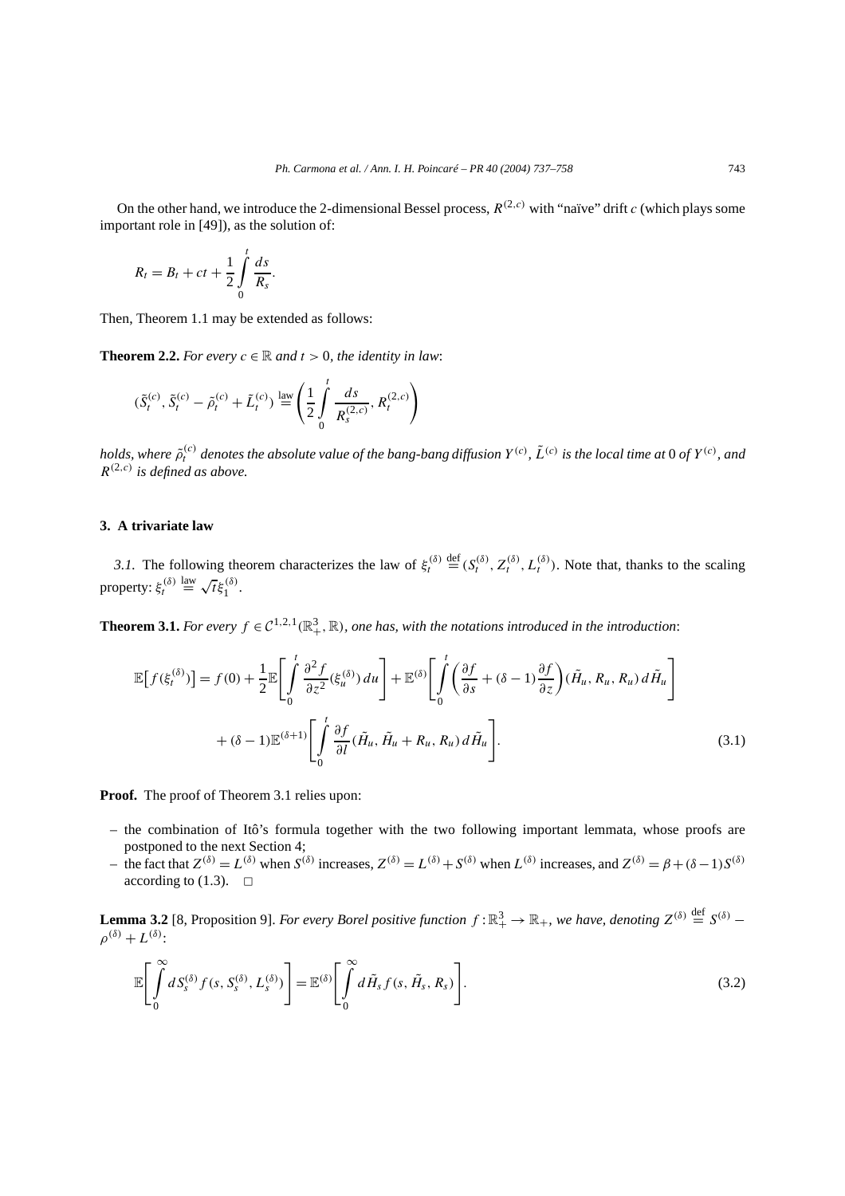On the other hand, we introduce the 2-dimensional Bessel process, $R^{(2,c)}$ with "naïve" drift $c$ (which plays some important role in [49]), as the solution of:

$$R_t = B_t + ct + \frac{1}{2}\int_0^t \frac{ds}{R_s}.$$

Then, Theorem 1.1 may be extended as follows:

**Theorem 2.2.** *For every $c \in \mathbb{R}$ and $t > 0$, the identity in law*:

$$(\tilde{S}_t^{(c)}, \tilde{S}_t^{(c)} - \tilde{\rho}_t^{(c)} + \tilde{L}_t^{(c)}) \stackrel{\text{law}}{=} \left( \frac{1}{2}\int_0^t \frac{ds}{R_s^{(2,c)}}, R_t^{(2,c)} \right)$$

*holds, where $\tilde{\rho}_t^{(c)}$ denotes the absolute value of the bang-bang diffusion $Y^{(c)}$, $\tilde{L}^{(c)}$ is the local time at 0 of $Y^{(c)}$, and $R^{(2,c)}$ is defined as above.*

## 3. A trivariate law

*3.1.* The following theorem characterizes the law of $\xi_t^{(\delta)} \stackrel{\text{def}}{=} (S_t^{(\delta)}, Z_t^{(\delta)}, L_t^{(\delta)})$. Note that, thanks to the scaling property: $\xi_t^{(\delta)} \stackrel{\text{law}}{=} \sqrt{t}\xi_1^{(\delta)}$.

**Theorem 3.1.** *For every $f \in \mathcal{C}^{1,2,1}(\mathbb{R}_+^3, \mathbb{R})$, one has, with the notations introduced in the introduction*:

$$\begin{aligned}
\mathbb{E}\big[f(\xi_t^{(\delta)})\big] &= f(0) + \frac{1}{2}\mathbb{E}\left[\int_0^t \frac{\partial^2 f}{\partial z^2}(\xi_u^{(\delta)})\,du\right] + \mathbb{E}^{(\delta)}\left[\int_0^t \left(\frac{\partial f}{\partial s} + (\delta - 1)\frac{\partial f}{\partial z}\right)(\tilde{H}_u, R_u, R_u)\,d\tilde{H}_u\right] \\
&\quad + (\delta - 1)\mathbb{E}^{(\delta+1)}\left[\int_0^t \frac{\partial f}{\partial l}(\tilde{H}_u, \tilde{H}_u + R_u, R_u)\,d\tilde{H}_u\right].
\end{aligned} \tag{3.1}$$

**Proof.** The proof of Theorem 3.1 relies upon:

– the combination of Itô's formula together with the two following important lemmata, whose proofs are postponed to the next Section 4;

– the fact that $Z^{(\delta)} = L^{(\delta)}$ when $S^{(\delta)}$ increases, $Z^{(\delta)} = L^{(\delta)} + S^{(\delta)}$ when $L^{(\delta)}$ increases, and $Z^{(\delta)} = \beta + (\delta - 1)S^{(\delta)}$ according to (1.3). $\square$

**Lemma 3.2** [8, Proposition 9]. *For every Borel positive function $f : \mathbb{R}_+^3 \to \mathbb{R}_+$, we have, denoting $Z^{(\delta)} \stackrel{\text{def}}{=} S^{(\delta)} - \rho^{(\delta)} + L^{(\delta)}$*:

$$\mathbb{E}\left[\int_0^\infty dS_s^{(\delta)} f(s, S_s^{(\delta)}, L_s^{(\delta)})\right] = \mathbb{E}^{(\delta)}\left[\int_0^\infty d\tilde{H}_s f(s, \tilde{H}_s, R_s)\right]. \tag{3.2}$$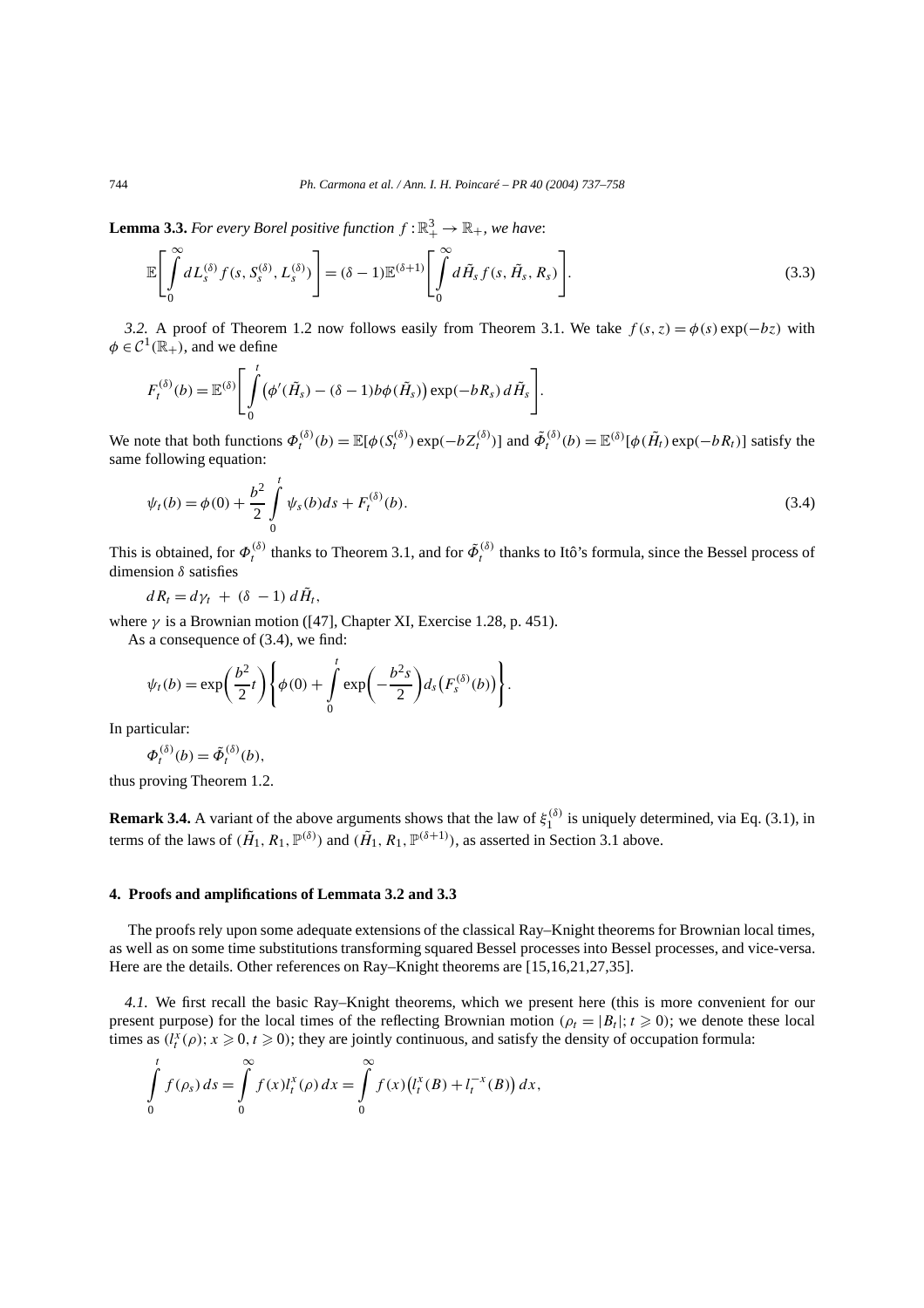**Lemma 3.3.** *For every Borel positive function* $f:\mathbb{R}_+^3 \to \mathbb{R}_+$, *we have*:

$$\mathbb{E}\left[\int_0^\infty dL_s^{(\delta)} f(s, S_s^{(\delta)}, L_s^{(\delta)})\right] = (\delta - 1)\mathbb{E}^{(\delta+1)}\left[\int_0^\infty d\tilde{H}_s f(s, \tilde{H}_s, R_s)\right]. \tag{3.3}$$

*3.2.* A proof of Theorem 1.2 now follows easily from Theorem 3.1. We take $f(s,z) = \phi(s)\exp(-bz)$ with $\phi \in \mathcal{C}^1(\mathbb{R}_+)$, and we define

$$F_t^{(\delta)}(b) = \mathbb{E}^{(\delta)}\left[\int_0^t \bigl(\phi'(\tilde{H}_s) - (\delta - 1)b\phi(\tilde{H}_s)\bigr)\exp(-bR_s)\, d\tilde{H}_s\right].$$

We note that both functions $\Phi_t^{(\delta)}(b) = \mathbb{E}[\phi(S_t^{(\delta)})\exp(-bZ_t^{(\delta)})]$ and $\tilde{\Phi}_t^{(\delta)}(b) = \mathbb{E}^{(\delta)}[\phi(\tilde{H}_t)\exp(-bR_t)]$ satisfy the same following equation:

$$\psi_t(b) = \phi(0) + \frac{b^2}{2}\int_0^t \psi_s(b)ds + F_t^{(\delta)}(b). \tag{3.4}$$

This is obtained, for $\Phi_t^{(\delta)}$ thanks to Theorem 3.1, and for $\tilde{\Phi}_t^{(\delta)}$ thanks to Itô's formula, since the Bessel process of dimension $\delta$ satisfies

$$dR_t = d\gamma_t \ + \ (\delta \ - 1)\ d\tilde{H}_t,$$

where $\gamma$ is a Brownian motion ([47], Chapter XI, Exercise 1.28, p. 451).

As a consequence of (3.4), we find:

$$\psi_t(b) = \exp\left(\frac{b^2}{2}t\right)\left\{\phi(0) + \int_0^t \exp\left(-\frac{b^2 s}{2}\right)d_s\bigl(F_s^{(\delta)}(b)\bigr)\right\}.$$

In particular:

$$\Phi_t^{(\delta)}(b) = \tilde{\Phi}_t^{(\delta)}(b),$$

thus proving Theorem 1.2.

**Remark 3.4.** A variant of the above arguments shows that the law of $\xi_1^{(\delta)}$ is uniquely determined, via Eq. (3.1), in terms of the laws of $(\tilde{H}_1, R_1, \mathbb{P}^{(\delta)})$ and $(\tilde{H}_1, R_1, \mathbb{P}^{(\delta+1)})$, as asserted in Section 3.1 above.

## 4. Proofs and amplifications of Lemmata 3.2 and 3.3

The proofs rely upon some adequate extensions of the classical Ray–Knight theorems for Brownian local times, as well as on some time substitutions transforming squared Bessel processes into Bessel processes, and vice-versa. Here are the details. Other references on Ray–Knight theorems are [15,16,21,27,35].

*4.1.* We first recall the basic Ray–Knight theorems, which we present here (this is more convenient for our present purpose) for the local times of the reflecting Brownian motion $(\rho_t = |B_t|; t \geqslant 0)$; we denote these local times as $(l_t^x(\rho); x \geqslant 0, t \geqslant 0)$; they are jointly continuous, and satisfy the density of occupation formula:

$$\int_0^t f(\rho_s)\, ds = \int_0^\infty f(x) l_t^x(\rho)\, dx = \int_0^\infty f(x)\bigl(l_t^x(B) + l_t^{-x}(B)\bigr)\, dx,$$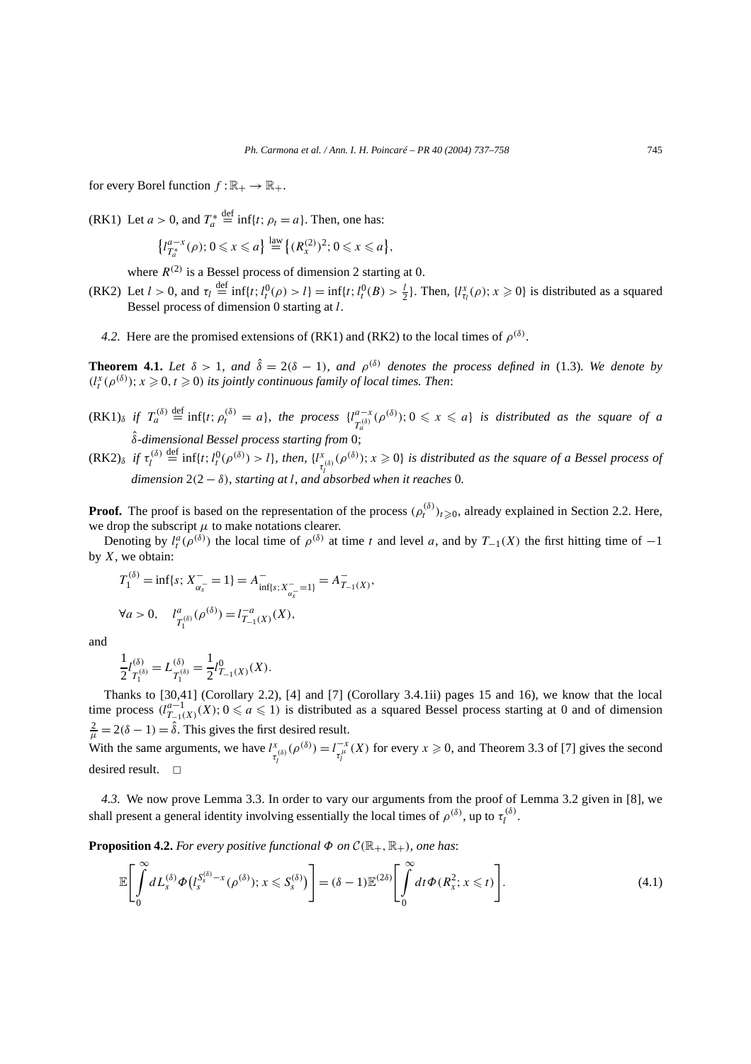for every Borel function $f : \mathbb{R}_+ \to \mathbb{R}_+$.

(RK1) Let $a > 0$, and $T_a^* \stackrel{\text{def}}{=} \inf\{t;\, \rho_t = a\}$. Then, one has:

$$\left\{l_{T_a^*}^{a-x}(\rho);\, 0 \leqslant x \leqslant a\right\} \stackrel{\text{law}}{=} \left\{(R_x^{(2)})^2;\, 0 \leqslant x \leqslant a\right\},$$

where $R^{(2)}$ is a Bessel process of dimension 2 starting at 0.

(RK2) Let $l > 0$, and $\tau_l \stackrel{\text{def}}{=} \inf\{t;\, l_t^0(\rho) > l\} = \inf\{t;\, l_t^0(B) > \frac{l}{2}\}$. Then, $\{l_{\tau_l}^x(\rho);\, x \geqslant 0\}$ is distributed as a squared Bessel process of dimension 0 starting at $l$.

*4.2.* Here are the promised extensions of (RK1) and (RK2) to the local times of $\rho^{(\delta)}$.

**Theorem 4.1.** *Let $\delta > 1$, and $\hat{\delta} = 2(\delta - 1)$, and $\rho^{(\delta)}$ denotes the process defined in* (1.3)*. We denote by $(l_t^x(\rho^{(\delta)});\, x \geqslant 0,\, t \geqslant 0)$ its jointly continuous family of local times. Then*:

$(\text{RK1})_\delta$ *if $T_a^{(\delta)} \stackrel{\text{def}}{=} \inf\{t;\, \rho_t^{(\delta)} = a\}$, the process $\{l_{T_a^{(\delta)}}^{a-x}(\rho^{(\delta)});\, 0 \leqslant x \leqslant a\}$ is distributed as the square of a $\hat{\delta}$-dimensional Bessel process starting from* 0;

$(\text{RK2})_\delta$ *if $\tau_l^{(\delta)} \stackrel{\text{def}}{=} \inf\{t;\, l_t^0(\rho^{(\delta)}) > l\}$, then, $\{l_{\tau_l^{(\delta)}}^x(\rho^{(\delta)});\, x \geqslant 0\}$ is distributed as the square of a Bessel process of dimension $2(2 - \delta)$, starting at $l$, and absorbed when it reaches* 0*.*

**Proof.** The proof is based on the representation of the process $(\rho_t^{(\delta)})_{t \geqslant 0}$, already explained in Section 2.2. Here, we drop the subscript $\mu$ to make notations clearer.

Denoting by $l_t^a(\rho^{(\delta)})$ the local time of $\rho^{(\delta)}$ at time $t$ and level $a$, and by $T_{-1}(X)$ the first hitting time of $-1$ by $X$, we obtain:

$$T_1^{(\delta)} = \inf\{s;\, X_{\alpha_s^-}^- = 1\} = A^-_{\inf\{s;\, X_{\alpha_s^-}^- = 1\}} = A^-_{T_{-1}(X)},$$

$$\forall a > 0, \quad l^a_{T_1^{(\delta)}}(\rho^{(\delta)}) = l^{-a}_{T_{-1}(X)}(X),$$

and

$$\frac{1}{2} l^{(\delta)}_{T_1^{(\delta)}} = L^{(\delta)}_{T_1^{(\delta)}} = \frac{1}{2} l^0_{T_{-1}(X)}(X).$$

Thanks to [30,41] (Corollary 2.2), [4] and [7] (Corollary 3.4.1ii) pages 15 and 16), we know that the local time process $(l^{a-1}_{T_{-1}(X)}(X);\, 0 \leqslant a \leqslant 1)$ is distributed as a squared Bessel process starting at 0 and of dimension $\frac{2}{\mu} = 2(\delta - 1) = \hat{\delta}$. This gives the first desired result.

With the same arguments, we have $l^x_{\tau_l^{(\delta)}}(\rho^{(\delta)}) = l^{-x}_{\tau_l^{\mu}}(X)$ for every $x \geqslant 0$, and Theorem 3.3 of [7] gives the second desired result. $\square$

*4.3.* We now prove Lemma 3.3. In order to vary our arguments from the proof of Lemma 3.2 given in [8], we shall present a general identity involving essentially the local times of $\rho^{(\delta)}$, up to $\tau_l^{(\delta)}$.

**Proposition 4.2.** *For every positive functional $\Phi$ on $\mathcal{C}(\mathbb{R}_+, \mathbb{R}_+)$, one has*:

$$\mathbb{E}\left[\int_0^\infty dL_s^{(\delta)} \Phi\left(l_s^{S_s^{(\delta)} - x}(\rho^{(\delta)});\, x \leqslant S_s^{(\delta)}\right)\right] = (\delta - 1)\mathbb{E}^{(2\delta)}\left[\int_0^\infty dt\, \Phi(R_x^2;\, x \leqslant t)\right]. \tag{4.1}$$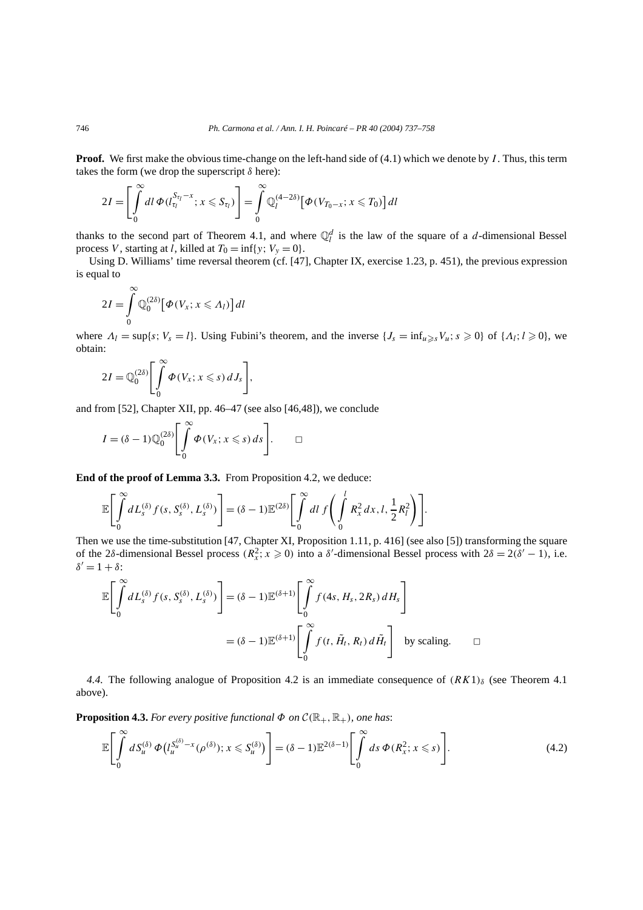**Proof.** We first make the obvious time-change on the left-hand side of (4.1) which we denote by $I$. Thus, this term takes the form (we drop the superscript $\delta$ here):

$$2I = \left[\int_0^\infty dl\, \Phi(l_{\tau_l}^{S_{\tau_l}-x}; x \leqslant S_{\tau_l})\right] = \int_0^\infty \mathbb{Q}_l^{(4-2\delta)}\big[\Phi(V_{T_0-x}; x \leqslant T_0)\big]\, dl$$

thanks to the second part of Theorem 4.1, and where $\mathbb{Q}_l^d$ is the law of the square of a $d$-dimensional Bessel process $V$, starting at $l$, killed at $T_0 = \inf\{y;\, V_y = 0\}$.

Using D. Williams' time reversal theorem (cf. [47], Chapter IX, exercise 1.23, p. 451), the previous expression is equal to

$$2I = \int_0^\infty \mathbb{Q}_0^{(2\delta)}\big[\Phi(V_x; x \leqslant \Lambda_l)\big]\, dl$$

where $\Lambda_l = \sup\{s;\, V_s = l\}$. Using Fubini's theorem, and the inverse $\{J_s = \inf_{u \geqslant s} V_u;\, s \geqslant 0\}$ of $\{\Lambda_l;\, l \geqslant 0\}$, we obtain:

$$2I = \mathbb{Q}_0^{(2\delta)}\left[\int_0^\infty \Phi(V_x; x \leqslant s)\, dJ_s\right],$$

and from [52], Chapter XII, pp. 46–47 (see also [46,48]), we conclude

$$I = (\delta - 1)\mathbb{Q}_0^{(2\delta)}\left[\int_0^\infty \Phi(V_x; x \leqslant s)\, ds\right]. \qquad \square$$

**End of the proof of Lemma 3.3.** From Proposition 4.2, we deduce:

$$\mathbb{E}\left[\int_0^\infty dL_s^{(\delta)} f(s, S_s^{(\delta)}, L_s^{(\delta)})\right] = (\delta - 1)\mathbb{E}^{(2\delta)}\left[\int_0^\infty dl\, f\left(\int_0^l R_x^2\, dx, l, \frac{1}{2}R_l^2\right)\right].$$

Then we use the time-substitution [47, Chapter XI, Proposition 1.11, p. 416] (see also [5]) transforming the square of the $2\delta$-dimensional Bessel process $(R_x^2;\, x \geqslant 0)$ into a $\delta'$-dimensional Bessel process with $2\delta = 2(\delta' - 1)$, i.e. $\delta' = 1 + \delta$:

$$\begin{aligned}
\mathbb{E}\left[\int_0^\infty dL_s^{(\delta)} f(s, S_s^{(\delta)}, L_s^{(\delta)})\right] &= (\delta - 1)\mathbb{E}^{(\delta+1)}\left[\int_0^\infty f(4s, H_s, 2R_s)\, dH_s\right] \\
&= (\delta - 1)\mathbb{E}^{(\delta+1)}\left[\int_0^\infty f(t, \tilde{H}_t, R_t)\, d\tilde{H}_t\right] \quad \text{by scaling.} \qquad \square
\end{aligned}$$

*4.4.* The following analogue of Proposition 4.2 is an immediate consequence of $(RK1)_\delta$ (see Theorem 4.1 above).

**Proposition 4.3.** *For every positive functional $\Phi$ on $\mathcal{C}(\mathbb{R}_+, \mathbb{R}_+)$, one has*:

$$\mathbb{E}\left[\int_0^\infty dS_u^{(\delta)}\, \Phi\big(l_u^{S_u^{(\delta)}-x}(\rho^{(\delta)}); x \leqslant S_u^{(\delta)}\big)\right] = (\delta - 1)\mathbb{E}^{2(\delta-1)}\left[\int_0^\infty ds\, \Phi(R_x^2; x \leqslant s)\right]. \tag{4.2}$$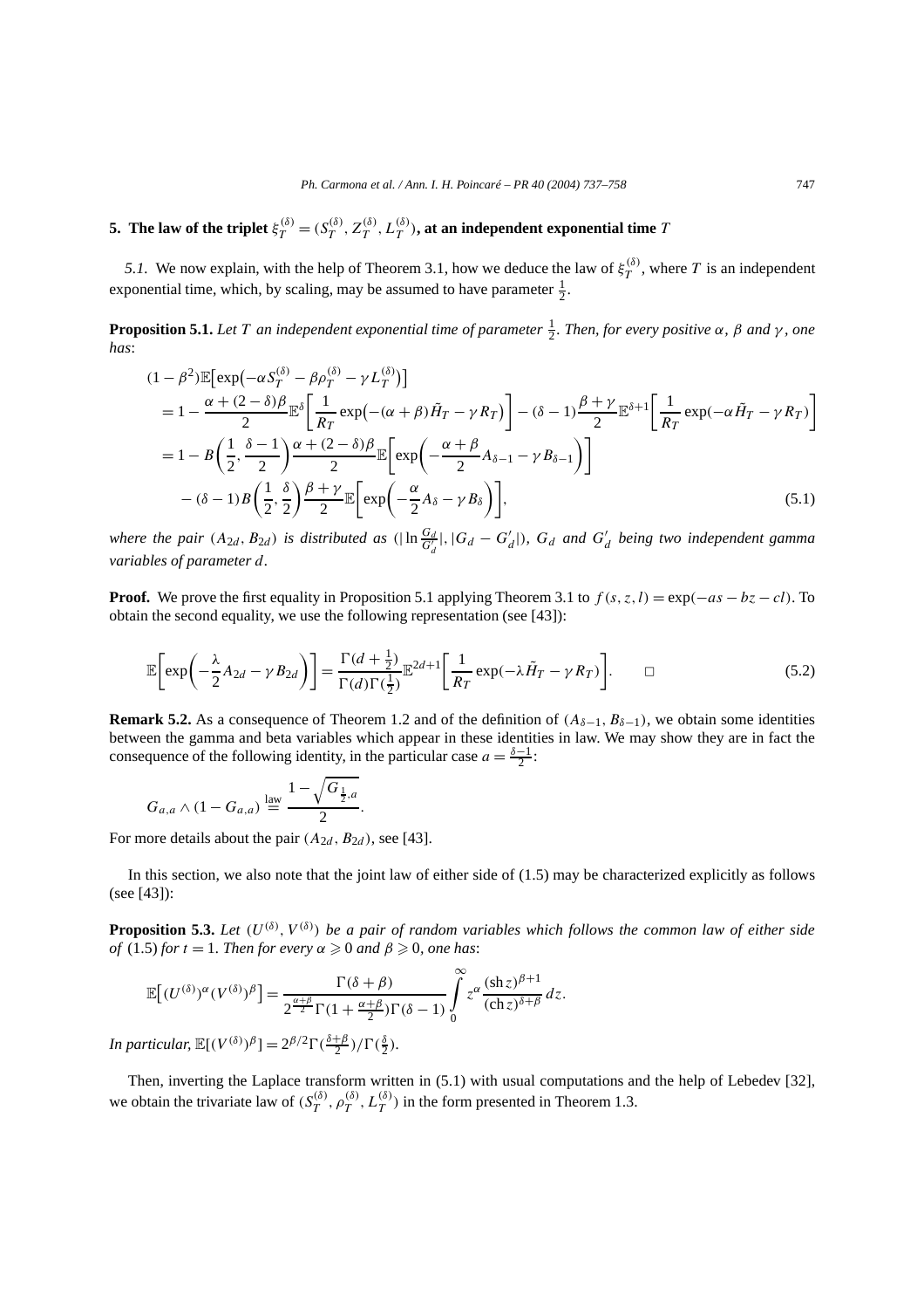## 5. The law of the triplet $\xi_T^{(\delta)} = (S_T^{(\delta)}, Z_T^{(\delta)}, L_T^{(\delta)})$, at an independent exponential time $T$

*5.1.* We now explain, with the help of Theorem 3.1, how we deduce the law of $\xi_T^{(\delta)}$, where $T$ is an independent exponential time, which, by scaling, may be assumed to have parameter $\frac{1}{2}$.

**Proposition 5.1.** *Let $T$ an independent exponential time of parameter $\frac{1}{2}$. Then, for every positive $\alpha$, $\beta$ and $\gamma$, one has*:

$$
\begin{aligned}
(1-\beta^2)\mathbb{E}\big[\exp\big(-\alpha S_T^{(\delta)} - \beta\rho_T^{(\delta)} - \gamma L_T^{(\delta)}\big)\big]
&= 1 - \frac{\alpha + (2-\delta)\beta}{2}\mathbb{E}^{\delta}\bigg[\frac{1}{R_T}\exp\big(-(\alpha+\beta)\tilde{H}_T - \gamma R_T\big)\bigg] - (\delta-1)\frac{\beta+\gamma}{2}\mathbb{E}^{\delta+1}\bigg[\frac{1}{R_T}\exp(-\alpha\tilde{H}_T - \gamma R_T)\bigg] \\
&= 1 - B\bigg(\frac{1}{2},\frac{\delta-1}{2}\bigg)\frac{\alpha+(2-\delta)\beta}{2}\mathbb{E}\bigg[\exp\bigg(-\frac{\alpha+\beta}{2}A_{\delta-1} - \gamma B_{\delta-1}\bigg)\bigg] \\
&\quad - (\delta-1)B\bigg(\frac{1}{2},\frac{\delta}{2}\bigg)\frac{\beta+\gamma}{2}\mathbb{E}\bigg[\exp\bigg(-\frac{\alpha}{2}A_{\delta} - \gamma B_{\delta}\bigg)\bigg],
\end{aligned}
\tag{5.1}
$$

*where the pair $(A_{2d}, B_{2d})$ is distributed as $(|\ln\frac{G_d}{G'_d}|, |G_d - G'_d|)$, $G_d$ and $G'_d$ being two independent gamma variables of parameter $d$.*

**Proof.** We prove the first equality in Proposition 5.1 applying Theorem 3.1 to $f(s,z,l) = \exp(-as - bz - cl)$. To obtain the second equality, we use the following representation (see [43]):

$$
\mathbb{E}\bigg[\exp\bigg(-\frac{\lambda}{2}A_{2d} - \gamma B_{2d}\bigg)\bigg] = \frac{\Gamma(d+\frac{1}{2})}{\Gamma(d)\Gamma(\frac{1}{2})}\mathbb{E}^{2d+1}\bigg[\frac{1}{R_T}\exp(-\lambda\tilde{H}_T - \gamma R_T)\bigg]. \qquad \square
\tag{5.2}
$$

**Remark 5.2.** As a consequence of Theorem 1.2 and of the definition of $(A_{\delta-1}, B_{\delta-1})$, we obtain some identities between the gamma and beta variables which appear in these identities in law. We may show they are in fact the consequence of the following identity, in the particular case $a = \frac{\delta-1}{2}$:

$$
G_{a,a} \wedge (1 - G_{a,a}) \overset{\text{law}}{=} \frac{1 - \sqrt{G_{\frac{1}{2},a}}}{2}.
$$

For more details about the pair $(A_{2d}, B_{2d})$, see [43].

In this section, we also note that the joint law of either side of (1.5) may be characterized explicitly as follows (see [43]):

**Proposition 5.3.** *Let $(U^{(\delta)}, V^{(\delta)})$ be a pair of random variables which follows the common law of either side of (1.5) for $t = 1$. Then for every $\alpha \geqslant 0$ and $\beta \geqslant 0$, one has*:

$$
\mathbb{E}\big[(U^{(\delta)})^{\alpha}(V^{(\delta)})^{\beta}\big] = \frac{\Gamma(\delta+\beta)}{2^{\frac{\alpha+\beta}{2}}\Gamma(1+\frac{\alpha+\beta}{2})\Gamma(\delta-1)}\int_0^{\infty} z^{\alpha}\frac{(\operatorname{sh} z)^{\beta+1}}{(\operatorname{ch} z)^{\delta+\beta}}\,dz.
$$

*In particular,* $\mathbb{E}[(V^{(\delta)})^{\beta}] = 2^{\beta/2}\Gamma(\frac{\delta+\beta}{2})/\Gamma(\frac{\delta}{2})$.

Then, inverting the Laplace transform written in (5.1) with usual computations and the help of Lebedev [32], we obtain the trivariate law of $(S_T^{(\delta)}, \rho_T^{(\delta)}, L_T^{(\delta)})$ in the form presented in Theorem 1.3.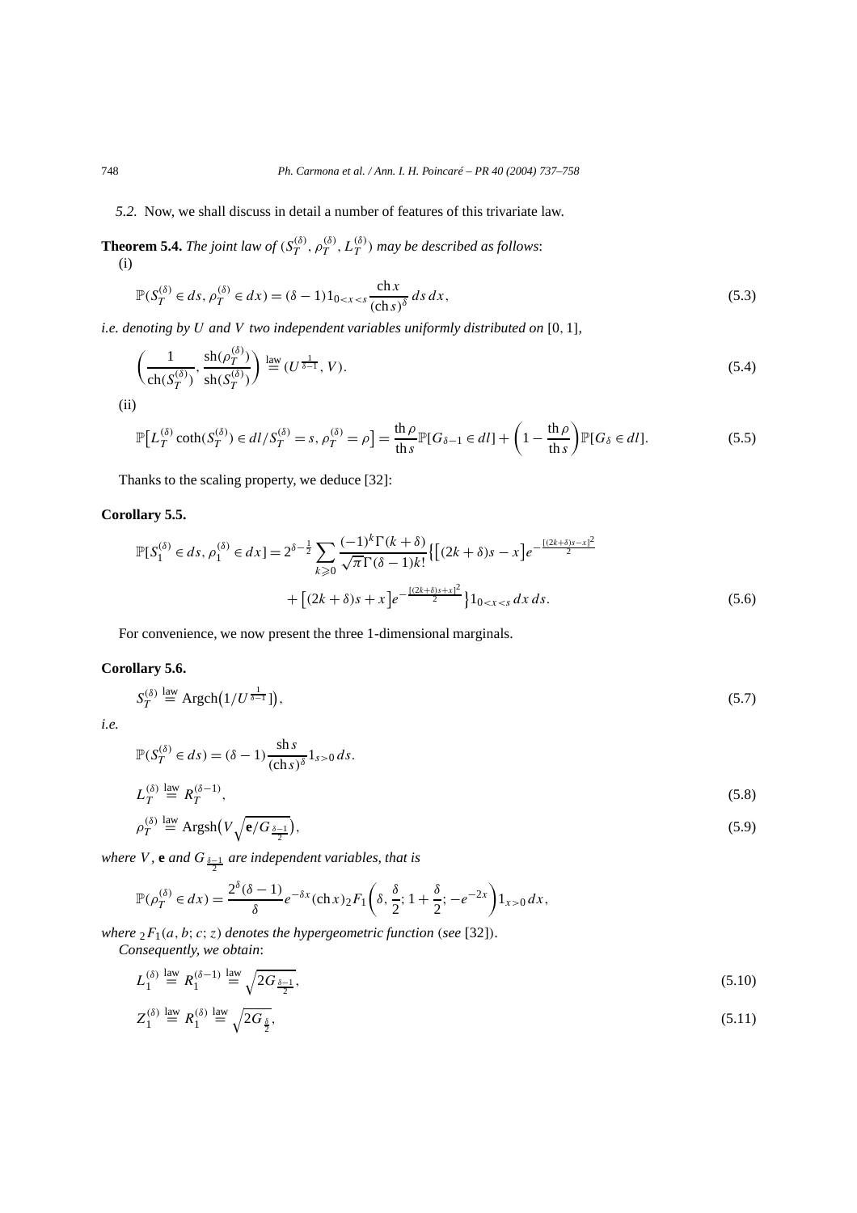*5.2.* Now, we shall discuss in detail a number of features of this trivariate law.

**Theorem 5.4.** *The joint law of* $(S_T^{(\delta)}, \rho_T^{(\delta)}, L_T^{(\delta)})$ *may be described as follows*:

(i)

$$\mathbb{P}(S_T^{(\delta)} \in ds, \rho_T^{(\delta)} \in dx) = (\delta - 1) 1_{0<x<s} \frac{\operatorname{ch} x}{(\operatorname{ch} s)^\delta} \, ds \, dx, \tag{5.3}$$

*i.e. denoting by* $U$ *and* $V$ *two independent variables uniformly distributed on* $[0, 1]$,

$$\left( \frac{1}{\operatorname{ch}(S_T^{(\delta)})}, \frac{\operatorname{sh}(\rho_T^{(\delta)})}{\operatorname{sh}(S_T^{(\delta)})} \right) \stackrel{\text{law}}{=} (U^{\frac{1}{\delta-1}}, V). \tag{5.4}$$

(ii)

$$\mathbb{P}\big[L_T^{(\delta)} \coth(S_T^{(\delta)}) \in dl / S_T^{(\delta)} = s, \rho_T^{(\delta)} = \rho\big] = \frac{\operatorname{th} \rho}{\operatorname{th} s} \mathbb{P}[G_{\delta-1} \in dl] + \left(1 - \frac{\operatorname{th} \rho}{\operatorname{th} s}\right) \mathbb{P}[G_\delta \in dl]. \tag{5.5}$$

Thanks to the scaling property, we deduce [32]:

**Corollary 5.5.**

$$\mathbb{P}[S_1^{(\delta)} \in ds, \rho_1^{(\delta)} \in dx] = 2^{\delta - \frac{1}{2}} \sum_{k \geqslant 0} \frac{(-1)^k \Gamma(k+\delta)}{\sqrt{\pi} \Gamma(\delta - 1) k!} \Big\{ \big[(2k+\delta)s - x\big] e^{-\frac{[(2k+\delta)s - x]^2}{2}} + \big[(2k+\delta)s + x\big] e^{-\frac{[(2k+\delta)s + x]^2}{2}} \Big\} 1_{0<x<s} \, dx \, ds. \tag{5.6}$$

For convenience, we now present the three 1-dimensional marginals.

**Corollary 5.6.**

$$S_T^{(\delta)} \stackrel{\text{law}}{=} \operatorname{Argch}\big(1/U^{\frac{1}{\delta-1}}]\big), \tag{5.7}$$

*i.e.*

$$\mathbb{P}(S_T^{(\delta)} \in ds) = (\delta - 1) \frac{\operatorname{sh} s}{(\operatorname{ch} s)^\delta} 1_{s>0} \, ds.$$

$$L_T^{(\delta)} \stackrel{\text{law}}{=} R_T^{(\delta-1)}, \tag{5.8}$$

$$\rho_T^{(\delta)} \stackrel{\text{law}}{=} \operatorname{Argsh}\Big(V \sqrt{\mathbf{e}/G_{\frac{\delta-1}{2}}}\Big), \tag{5.9}$$

*where* $V$, $\mathbf{e}$ *and* $G_{\frac{\delta-1}{2}}$ *are independent variables, that is*

$$\mathbb{P}(\rho_T^{(\delta)} \in dx) = \frac{2^\delta (\delta - 1)}{\delta} e^{-\delta x} (\operatorname{ch} x) {}_2F_1\left(\delta, \frac{\delta}{2}; 1 + \frac{\delta}{2}; -e^{-2x}\right) 1_{x>0} \, dx,$$

*where* ${}_2F_1(a, b; c; z)$ *denotes the hypergeometric function* (*see* [32]).

*Consequently, we obtain*:

$$L_1^{(\delta)} \stackrel{\text{law}}{=} R_1^{(\delta-1)} \stackrel{\text{law}}{=} \sqrt{2 G_{\frac{\delta-1}{2}}}, \tag{5.10}$$

$$Z_1^{(\delta)} \stackrel{\text{law}}{=} R_1^{(\delta)} \stackrel{\text{law}}{=} \sqrt{2 G_{\frac{\delta}{2}}}, \tag{5.11}$$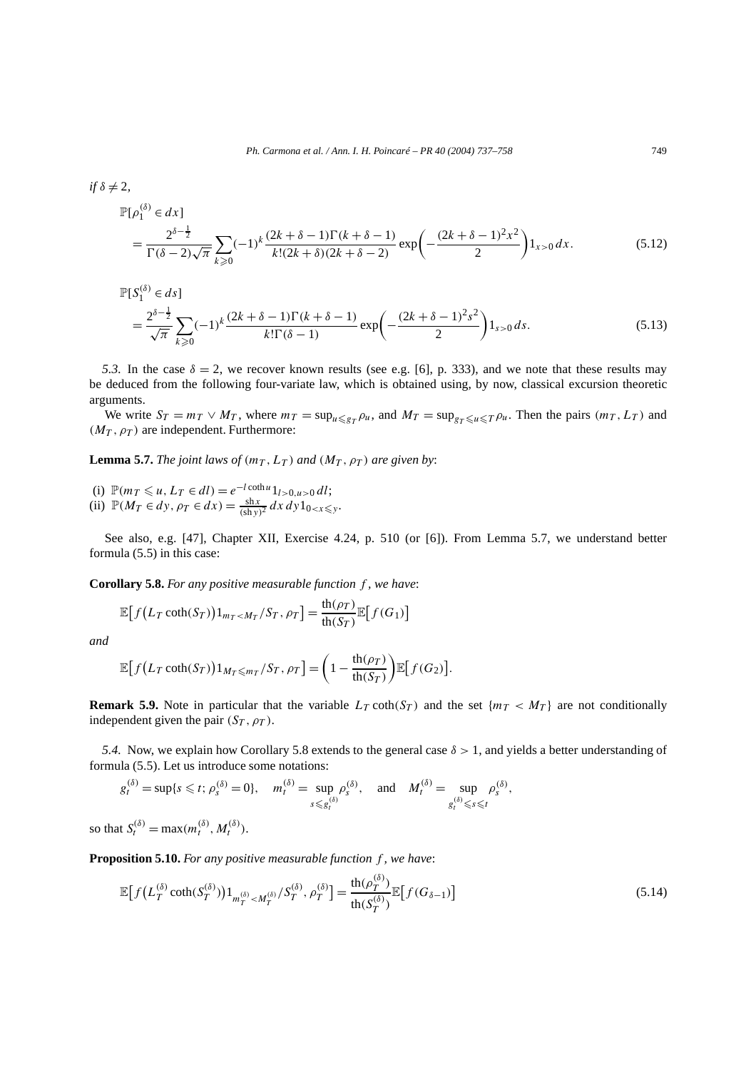*if* $\delta \neq 2$,

$$\mathbb{P}[\rho_1^{(\delta)} \in dx] = \frac{2^{\delta-\frac{1}{2}}}{\Gamma(\delta-2)\sqrt{\pi}} \sum_{k\geqslant 0} (-1)^k \frac{(2k+\delta-1)\Gamma(k+\delta-1)}{k!(2k+\delta)(2k+\delta-2)} \exp\left(-\frac{(2k+\delta-1)^2 x^2}{2}\right) 1_{x>0}\, dx. \tag{5.12}$$

$$\mathbb{P}[S_1^{(\delta)} \in ds] = \frac{2^{\delta-\frac{1}{2}}}{\sqrt{\pi}} \sum_{k\geqslant 0} (-1)^k \frac{(2k+\delta-1)\Gamma(k+\delta-1)}{k!\Gamma(\delta-1)} \exp\left(-\frac{(2k+\delta-1)^2 s^2}{2}\right) 1_{s>0}\, ds. \tag{5.13}$$

*5.3.* In the case $\delta = 2$, we recover known results (see e.g. [6], p. 333), and we note that these results may be deduced from the following four-variate law, which is obtained using, by now, classical excursion theoretic arguments.

We write $S_T = m_T \vee M_T$, where $m_T = \sup_{u\leqslant g_T} \rho_u$, and $M_T = \sup_{g_T \leqslant u \leqslant T} \rho_u$. Then the pairs $(m_T, L_T)$ and $(M_T, \rho_T)$ are independent. Furthermore:

**Lemma 5.7.** *The joint laws of* $(m_T, L_T)$ *and* $(M_T, \rho_T)$ *are given by*:

(i) $\mathbb{P}(m_T \leqslant u, L_T \in dl) = e^{-l\coth u} 1_{l>0, u>0}\, dl$;
(ii) $\mathbb{P}(M_T \in dy, \rho_T \in dx) = \frac{\operatorname{sh} x}{(\operatorname{sh} y)^2}\, dx\, dy 1_{0<x\leqslant y}$.

See also, e.g. [47], Chapter XII, Exercise 4.24, p. 510 (or [6]). From Lemma 5.7, we understand better formula (5.5) in this case:

**Corollary 5.8.** *For any positive measurable function* $f$, *we have*:

$$\mathbb{E}\big[f\big(L_T \coth(S_T)\big)1_{m_T<M_T}/S_T, \rho_T\big] = \frac{\operatorname{th}(\rho_T)}{\operatorname{th}(S_T)}\mathbb{E}\big[f(G_1)\big]$$

*and*

$$\mathbb{E}\big[f\big(L_T \coth(S_T)\big)1_{M_T\leqslant m_T}/S_T, \rho_T\big] = \left(1 - \frac{\operatorname{th}(\rho_T)}{\operatorname{th}(S_T)}\right)\mathbb{E}\big[f(G_2)\big].$$

**Remark 5.9.** Note in particular that the variable $L_T \coth(S_T)$ and the set $\{m_T < M_T\}$ are not conditionally independent given the pair $(S_T, \rho_T)$.

*5.4.* Now, we explain how Corollary 5.8 extends to the general case $\delta > 1$, and yields a better understanding of formula (5.5). Let us introduce some notations:

$$g_t^{(\delta)} = \sup\{s \leqslant t; \rho_s^{(\delta)} = 0\}, \quad m_t^{(\delta)} = \sup_{s\leqslant g_t^{(\delta)}} \rho_s^{(\delta)}, \quad \text{and} \quad M_t^{(\delta)} = \sup_{g_t^{(\delta)}\leqslant s\leqslant t} \rho_s^{(\delta)},$$

so that $S_t^{(\delta)} = \max(m_t^{(\delta)}, M_t^{(\delta)})$.

**Proposition 5.10.** *For any positive measurable function* $f$, *we have*:

$$\mathbb{E}\big[f\big(L_T^{(\delta)} \coth(S_T^{(\delta)})\big)1_{m_T^{(\delta)}<M_T^{(\delta)}}/S_T^{(\delta)}, \rho_T^{(\delta)}\big] = \frac{\operatorname{th}(\rho_T^{(\delta)})}{\operatorname{th}(S_T^{(\delta)})}\mathbb{E}\big[f(G_{\delta-1})\big] \tag{5.14}$$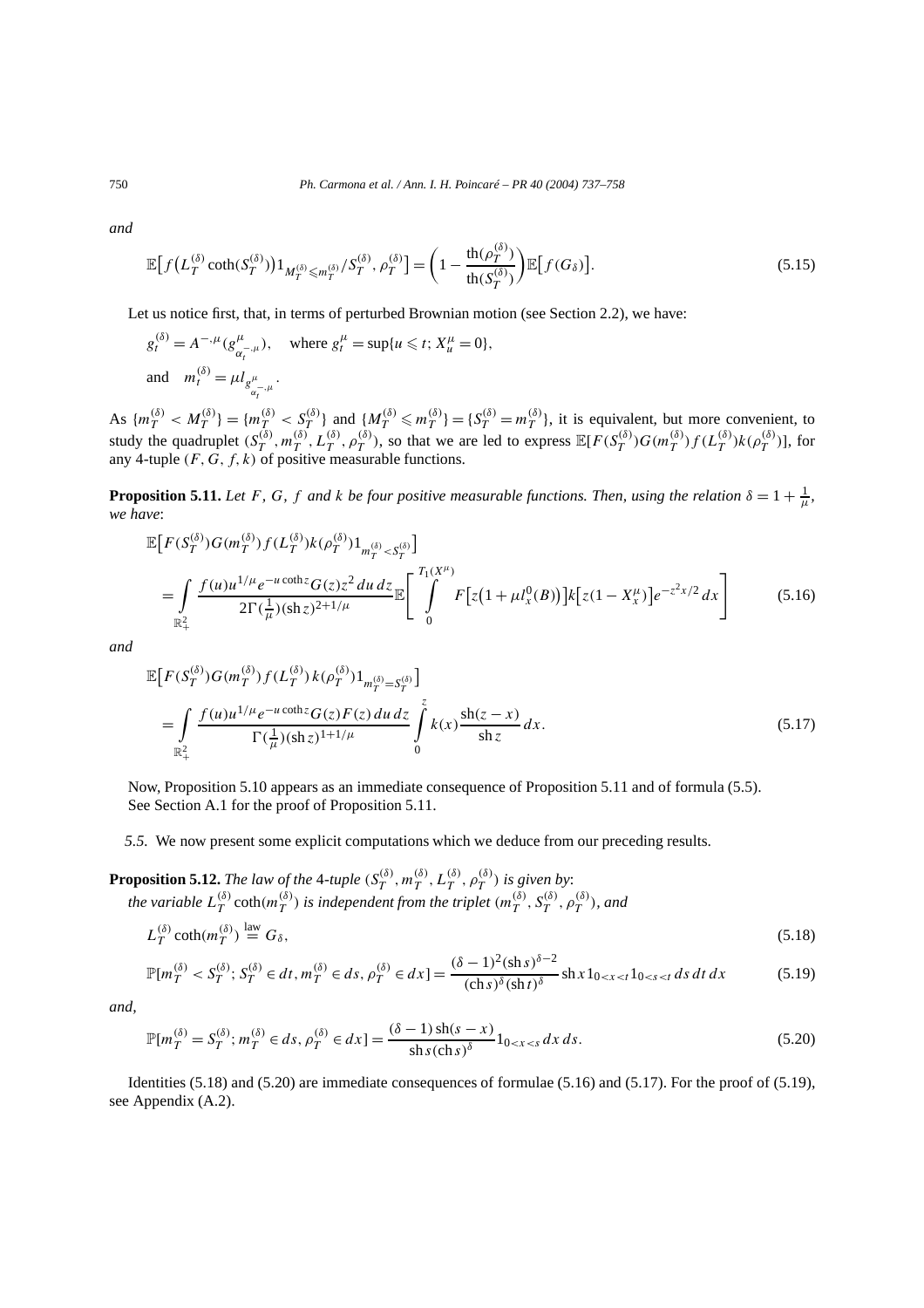*and*

$$\mathbb{E}\big[f\big(L_T^{(\delta)}\coth(S_T^{(\delta)})\big)1_{M_T^{(\delta)}\leqslant m_T^{(\delta)}}/S_T^{(\delta)},\rho_T^{(\delta)}\big]=\left(1-\frac{\operatorname{th}(\rho_T^{(\delta)})}{\operatorname{th}(S_T^{(\delta)})}\right)\mathbb{E}\big[f(G_\delta)\big].\tag{5.15}$$

Let us notice first, that, in terms of perturbed Brownian motion (see Section 2.2), we have:

$$g_t^{(\delta)}=A^{-,\mu}(g^\mu_{\alpha_t^{-,\mu}}),\quad\text{where } g_t^\mu=\sup\{u\leqslant t;\ X_u^\mu=0\},$$
$$\text{and}\quad m_t^{(\delta)}=\mu l_{g^\mu_{\alpha_t^{-,\mu}}}.$$

As $\{m_T^{(\delta)}<M_T^{(\delta)}\}=\{m_T^{(\delta)}<S_T^{(\delta)}\}$ and $\{M_T^{(\delta)}\leqslant m_T^{(\delta)}\}=\{S_T^{(\delta)}=m_T^{(\delta)}\}$, it is equivalent, but more convenient, to study the quadruplet $(S_T^{(\delta)},m_T^{(\delta)},L_T^{(\delta)},\rho_T^{(\delta)})$, so that we are led to express $\mathbb{E}[F(S_T^{(\delta)})G(m_T^{(\delta)})f(L_T^{(\delta)})k(\rho_T^{(\delta)})]$, for any 4-tuple $(F,G,f,k)$ of positive measurable functions.

**Proposition 5.11.** *Let $F$, $G$, $f$ and $k$ be four positive measurable functions. Then, using the relation $\delta=1+\frac{1}{\mu}$, we have*:

$$\mathbb{E}\big[F(S_T^{(\delta)})G(m_T^{(\delta)})f(L_T^{(\delta)})k(\rho_T^{(\delta)})1_{m_T^{(\delta)}<S_T^{(\delta)}}\big]$$
$$=\int_{\mathbb{R}_+^2}\frac{f(u)u^{1/\mu}e^{-u\coth z}G(z)z^2\,du\,dz}{2\Gamma(\frac{1}{\mu})(\operatorname{sh}z)^{2+1/\mu}}\mathbb{E}\left[\int_0^{T_1(X^\mu)}F\big[z\big(1+\mu l_x^0(B)\big)\big]k\big[z(1-X_x^\mu)\big]e^{-z^2x/2}\,dx\right]\tag{5.16}$$

*and*

$$\mathbb{E}\big[F(S_T^{(\delta)})G(m_T^{(\delta)})f(L_T^{(\delta)})\,k(\rho_T^{(\delta)})1_{m_T^{(\delta)}=S_T^{(\delta)}}\big]$$
$$=\int_{\mathbb{R}_+^2}\frac{f(u)u^{1/\mu}e^{-u\coth z}G(z)F(z)\,du\,dz}{\Gamma(\frac{1}{\mu})(\operatorname{sh}z)^{1+1/\mu}}\int_0^z k(x)\frac{\operatorname{sh}(z-x)}{\operatorname{sh}z}\,dx.\tag{5.17}$$

Now, Proposition 5.10 appears as an immediate consequence of Proposition 5.11 and of formula (5.5). See Section A.1 for the proof of Proposition 5.11.

*5.5.* We now present some explicit computations which we deduce from our preceding results.

**Proposition 5.12.** *The law of the 4-tuple $(S_T^{(\delta)},m_T^{(\delta)},L_T^{(\delta)},\rho_T^{(\delta)})$ is given by*:
*the variable $L_T^{(\delta)}\coth(m_T^{(\delta)})$ is independent from the triplet $(m_T^{(\delta)},S_T^{(\delta)},\rho_T^{(\delta)})$, and*

$$L_T^{(\delta)}\coth(m_T^{(\delta)})\overset{\text{law}}{=}G_\delta,\tag{5.18}$$

$$\mathbb{P}[m_T^{(\delta)}<S_T^{(\delta)};S_T^{(\delta)}\in dt,m_T^{(\delta)}\in ds,\rho_T^{(\delta)}\in dx]=\frac{(\delta-1)^2(\operatorname{sh}s)^{\delta-2}}{(\operatorname{ch}s)^\delta(\operatorname{sh}t)^\delta}\operatorname{sh}x\,1_{0<x<t}1_{0<s<t}\,ds\,dt\,dx\tag{5.19}$$

*and*,

$$\mathbb{P}[m_T^{(\delta)}=S_T^{(\delta)};m_T^{(\delta)}\in ds,\rho_T^{(\delta)}\in dx]=\frac{(\delta-1)\operatorname{sh}(s-x)}{\operatorname{sh}s(\operatorname{ch}s)^\delta}1_{0<x<s}\,dx\,ds.\tag{5.20}$$

Identities (5.18) and (5.20) are immediate consequences of formulae (5.16) and (5.17). For the proof of (5.19), see Appendix (A.2).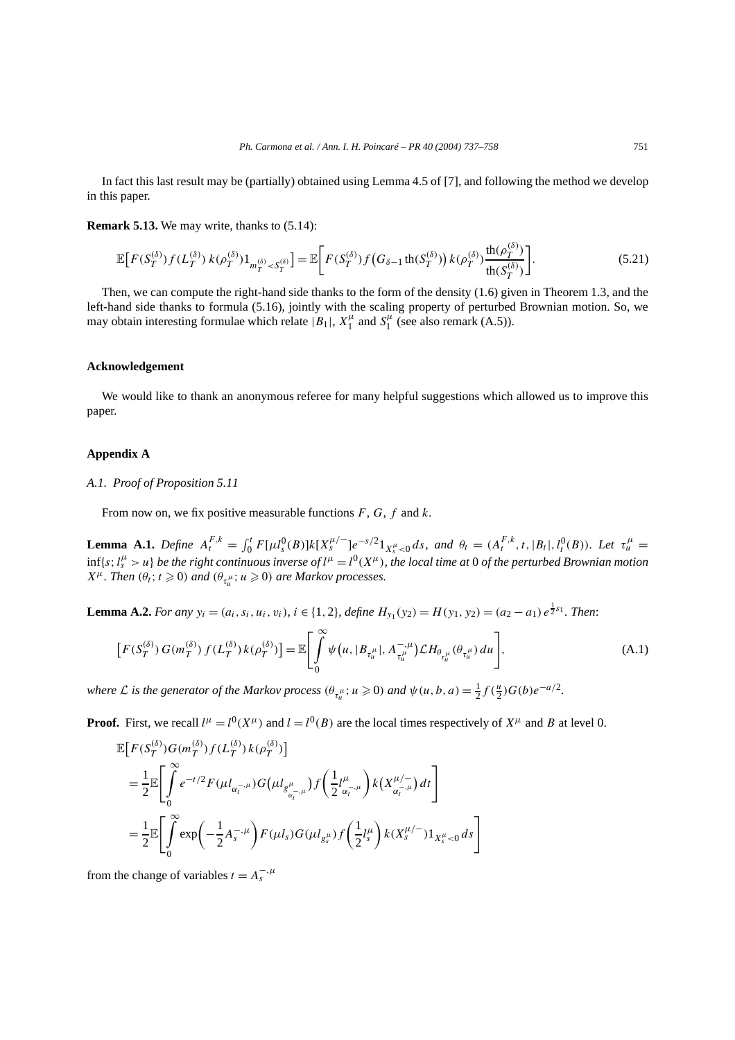In fact this last result may be (partially) obtained using Lemma 4.5 of [7], and following the method we develop in this paper.

**Remark 5.13.** We may write, thanks to (5.14):

$$\mathbb{E}\big[F(S_T^{(\delta)})\, f(L_T^{(\delta)})\, k(\rho_T^{(\delta)}) 1_{m_T^{(\delta)} < S_T^{(\delta)}}\big] = \mathbb{E}\Bigg[F(S_T^{(\delta)})\, f\big(G_{\delta-1}\,\mathrm{th}(S_T^{(\delta)})\big)\, k(\rho_T^{(\delta)}) \frac{\mathrm{th}(\rho_T^{(\delta)})}{\mathrm{th}(S_T^{(\delta)})}\Bigg]. \tag{5.21}$$

Then, we can compute the right-hand side thanks to the form of the density (1.6) given in Theorem 1.3, and the left-hand side thanks to formula (5.16), jointly with the scaling property of perturbed Brownian motion. So, we may obtain interesting formulae which relate $|B_1|$, $X_1^\mu$ and $S_1^\mu$ (see also remark (A.5)).

## Acknowledgement

We would like to thank an anonymous referee for many helpful suggestions which allowed us to improve this paper.

## Appendix A

### A.1. Proof of Proposition 5.11

From now on, we fix positive measurable functions $F$, $G$, $f$ and $k$.

**Lemma A.1.** *Define* $A_t^{F,k} = \int_0^t F[\mu l_s^0(B)] k[X_s^{\mu/-}] e^{-s/2} 1_{X_s^\mu < 0}\, ds$, *and* $\theta_t = (A_t^{F,k}, t, |B_t|, l_t^0(B))$. *Let* $\tau_u^\mu = \inf\{s; l_s^\mu > u\}$ *be the right continuous inverse of* $l^\mu = l^0(X^\mu)$*, the local time at* 0 *of the perturbed Brownian motion* $X^\mu$. *Then* $(\theta_t; t \geqslant 0)$ *and* $(\theta_{\tau_u^\mu}; u \geqslant 0)$ *are Markov processes.*

**Lemma A.2.** *For any* $y_i = (a_i, s_i, u_i, v_i)$, $i \in \{1, 2\}$, *define* $H_{y_1}(y_2) = H(y_1, y_2) = (a_2 - a_1)\, e^{\frac{1}{2}s_1}$. *Then*:

$$\big[F(S_T^{(\delta)})\, G(m_T^{(\delta)})\, f(L_T^{(\delta)})\, k(\rho_T^{(\delta)})\big] = \mathbb{E}\Bigg[\int_0^\infty \psi\big(u, |B_{\tau_u^\mu}|, A_{\tau_u^\mu}^{-,\mu}\big) \mathcal{L} H_{\theta_{\tau_u^\mu}}(\theta_{\tau_u^\mu})\, du\Bigg], \tag{A.1}$$

*where* $\mathcal{L}$ *is the generator of the Markov process* $(\theta_{\tau_u^\mu}; u \geqslant 0)$ *and* $\psi(u, b, a) = \frac{1}{2} f(\frac{u}{2}) G(b) e^{-a/2}$.

**Proof.** First, we recall $l^\mu = l^0(X^\mu)$ and $l = l^0(B)$ are the local times respectively of $X^\mu$ and $B$ at level 0.

$$\begin{aligned}
&\mathbb{E}\big[F(S_T^{(\delta)}) G(m_T^{(\delta)})\, f(L_T^{(\delta)})\, k(\rho_T^{(\delta)})\big] \\
&= \frac{1}{2}\mathbb{E}\Bigg[\int_0^\infty e^{-t/2} F(\mu l_{\alpha_t^{-,\mu}}) G\big(\mu l_{g_{\alpha_t^{-,\mu}}^\mu}\big) f\bigg(\frac{1}{2} l_{\alpha_t^{-,\mu}}^\mu\bigg) k\big(X_{\alpha_t^{-,\mu}}^{\mu/-}\big)\, dt\Bigg] \\
&= \frac{1}{2}\mathbb{E}\Bigg[\int_0^\infty \exp\bigg(-\frac{1}{2} A_s^{-,\mu}\bigg) F(\mu l_s) G(\mu l_{g_s^\mu}) f\bigg(\frac{1}{2} l_s^\mu\bigg) k(X_s^{\mu/-}) 1_{X_s^\mu < 0}\, ds\Bigg]
\end{aligned}$$

from the change of variables $t = A_s^{-,\mu}$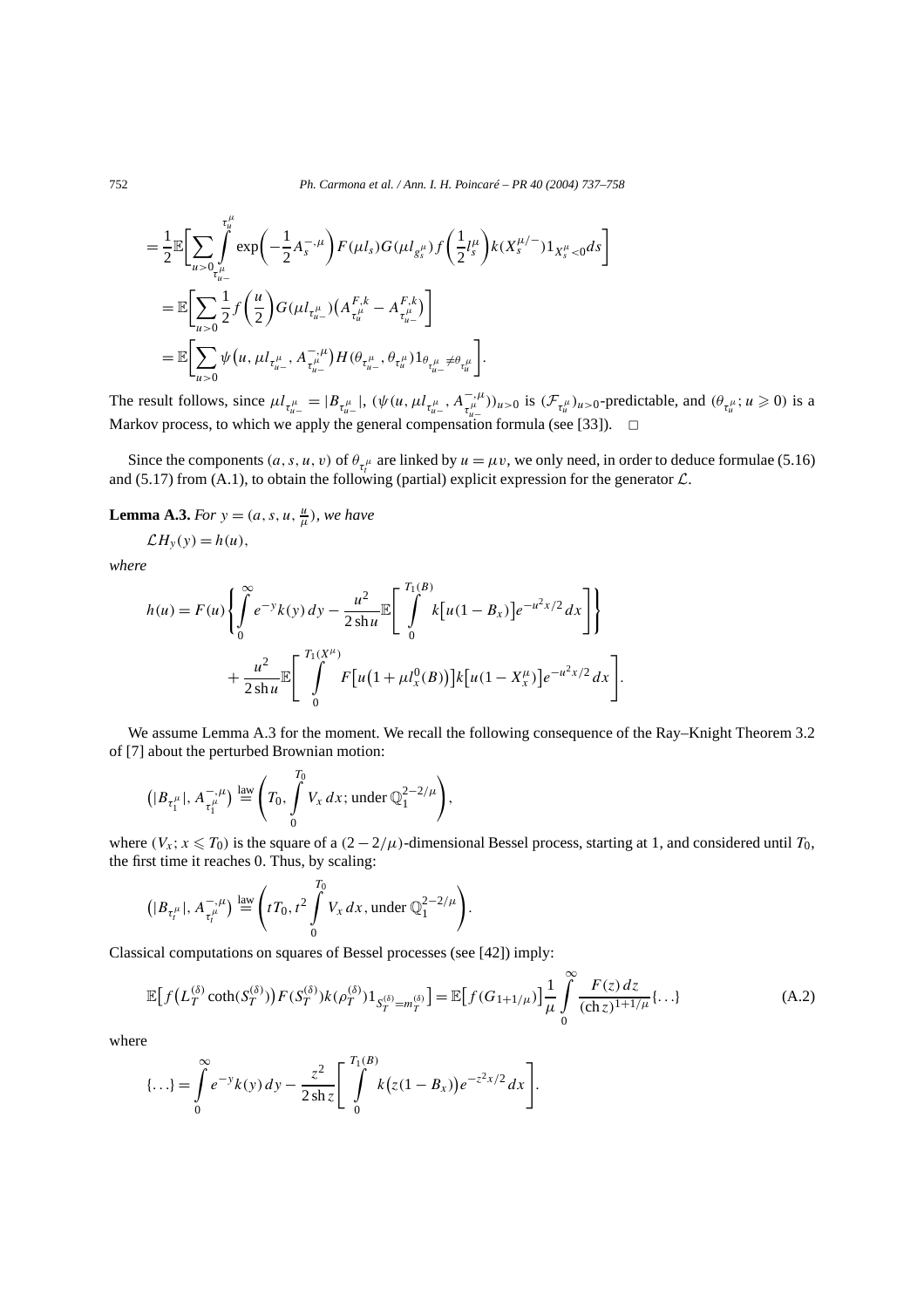$$= \frac{1}{2}\mathbb{E}\left[\sum_{u>0}\int_{\tau_{u-}^{\mu}}^{\tau_u^{\mu}} \exp\left(-\frac{1}{2}A_s^{-,\mu}\right)F(\mu l_s)G(\mu l_{g_s^{\mu}})f\left(\frac{1}{2}l_s^{\mu}\right)k(X_s^{\mu/-})1_{X_s^{\mu}<0}ds\right]$$

$$= \mathbb{E}\left[\sum_{u>0}\frac{1}{2}f\left(\frac{u}{2}\right)G(\mu l_{\tau_{u-}^{\mu}})\left(A_{\tau_u^{\mu}}^{F,k} - A_{\tau_{u-}^{\mu}}^{F,k}\right)\right]$$

$$= \mathbb{E}\left[\sum_{u>0}\psi\left(u, \mu l_{\tau_{u-}^{\mu}}, A_{\tau_{u-}^{\mu}}^{-,\mu}\right)H(\theta_{\tau_{u-}^{\mu}}, \theta_{\tau_u^{\mu}})1_{\theta_{\tau_{u-}^{\mu}} \neq \theta_{\tau_u^{\mu}}}\right].$$

The result follows, since $\mu l_{\tau_{u-}^{\mu}} = |B_{\tau_{u-}^{\mu}}|$, $(\psi(u, \mu l_{\tau_{u-}^{\mu}}, A_{\tau_{u-}^{\mu}}^{-,\mu}))_{u>0}$ is $(\mathcal{F}_{\tau_u^{\mu}})_{u>0}$-predictable, and $(\theta_{\tau_u^{\mu}}; u \geqslant 0)$ is a Markov process, to which we apply the general compensation formula (see [33]). $\square$

Since the components $(a, s, u, v)$ of $\theta_{\tau_t^{\mu}}$ are linked by $u = \mu v$, we only need, in order to deduce formulae (5.16) and (5.17) from (A.1), to obtain the following (partial) explicit expression for the generator $\mathcal{L}$.

**Lemma A.3.** *For $y = (a, s, u, \frac{u}{\mu})$, we have*

$$\mathcal{L}H_y(y) = h(u),$$

*where*

$$h(u) = F(u)\left\{\int_0^{\infty} e^{-y}k(y)\,dy - \frac{u^2}{2\,\mathrm{sh}\,u}\mathbb{E}\left[\int_0^{T_1(B)} k\left[u(1-B_x)\right]e^{-u^2x/2}\,dx\right]\right\}$$
$$+ \frac{u^2}{2\,\mathrm{sh}\,u}\mathbb{E}\left[\int_0^{T_1(X^{\mu})} F\left[u\left(1+\mu l_x^0(B)\right)\right]k\left[u(1-X_x^{\mu})\right]e^{-u^2x/2}\,dx\right].$$

We assume Lemma A.3 for the moment. We recall the following consequence of the Ray–Knight Theorem 3.2 of [7] about the perturbed Brownian motion:

$$\left(|B_{\tau_1^{\mu}}|, A_{\tau_1^{\mu}}^{-,\mu}\right) \overset{\text{law}}{=} \left(T_0, \int_0^{T_0} V_x\,dx; \text{under } \mathbb{Q}_1^{2-2/\mu}\right),$$

where $(V_x; x \leqslant T_0)$ is the square of a $(2-2/\mu)$-dimensional Bessel process, starting at 1, and considered until $T_0$, the first time it reaches 0. Thus, by scaling:

$$\left(|B_{\tau_t^{\mu}}|, A_{\tau_t^{\mu}}^{-,\mu}\right) \overset{\text{law}}{=} \left(tT_0, t^2\int_0^{T_0} V_x\,dx, \text{under } \mathbb{Q}_1^{2-2/\mu}\right).$$

Classical computations on squares of Bessel processes (see [42]) imply:

$$\mathbb{E}\left[f\left(L_T^{(\delta)}\coth(S_T^{(\delta)})\right)F(S_T^{(\delta)})k(\rho_T^{(\delta)})1_{S_T^{(\delta)}=m_T^{(\delta)}}\right] = \mathbb{E}\left[f(G_{1+1/\mu})\right]\frac{1}{\mu}\int_0^{\infty}\frac{F(z)\,dz}{(\mathrm{ch}\,z)^{1+1/\mu}}\{\ldots\} \tag{A.2}$$

where

$$\{\ldots\} = \int_0^{\infty} e^{-y}k(y)\,dy - \frac{z^2}{2\,\mathrm{sh}\,z}\left[\int_0^{T_1(B)} k\left(z(1-B_x)\right)e^{-z^2x/2}\,dx\right].$$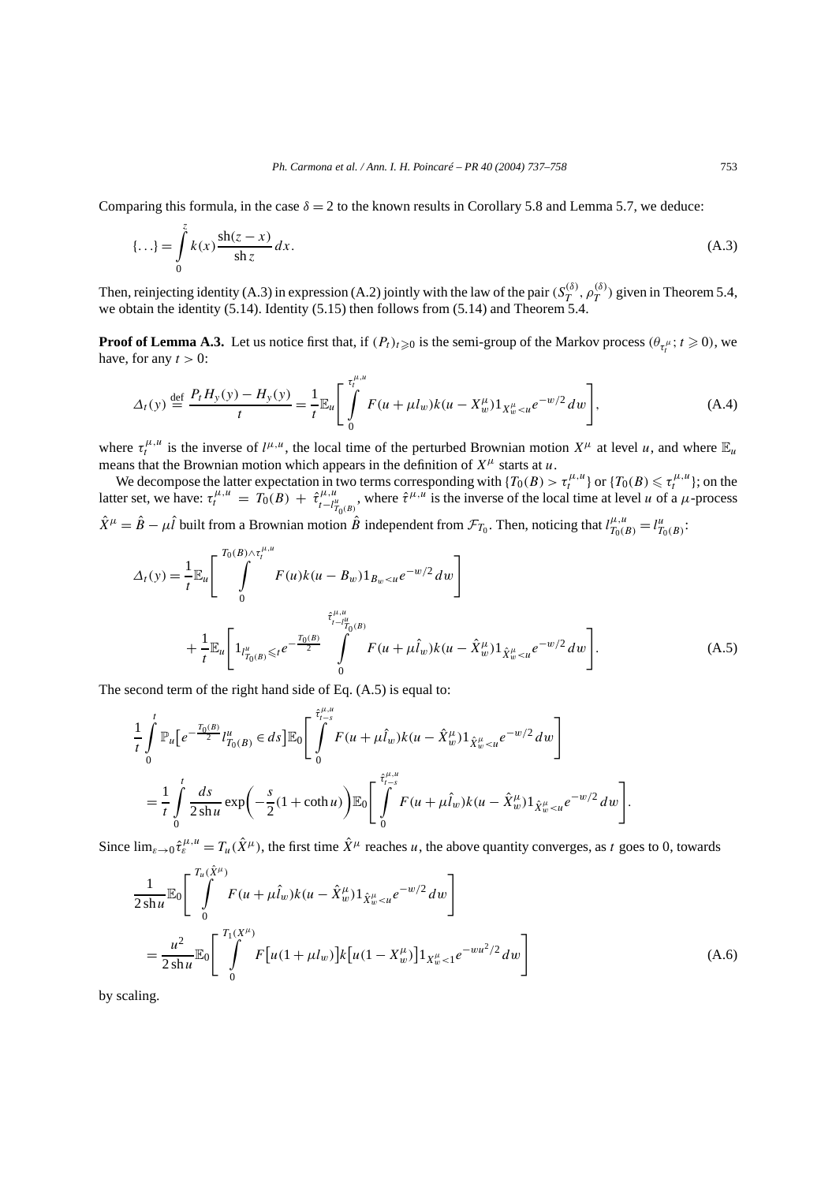Comparing this formula, in the case $\delta = 2$ to the known results in Corollary 5.8 and Lemma 5.7, we deduce:

$$\{\ldots\} = \int_0^z k(x) \frac{\operatorname{sh}(z-x)}{\operatorname{sh} z}\, dx. \tag{A.3}$$

Then, reinjecting identity (A.3) in expression (A.2) jointly with the law of the pair $(S_T^{(\delta)}, \rho_T^{(\delta)})$ given in Theorem 5.4, we obtain the identity (5.14). Identity (5.15) then follows from (5.14) and Theorem 5.4.

**Proof of Lemma A.3.** Let us notice first that, if $(P_t)_{t \geqslant 0}$ is the semi-group of the Markov process $(\theta_{\tau_t^\mu};\, t \geqslant 0)$, we have, for any $t > 0$:

$$\Delta_t(y) \overset{\text{def}}{=} \frac{P_t H_y(y) - H_y(y)}{t} = \frac{1}{t} \mathbb{E}_u \left[ \int_0^{\tau_t^{\mu,u}} F(u + \mu l_w) k(u - X_w^\mu) 1_{X_w^\mu < u} e^{-w/2}\, dw \right], \tag{A.4}$$

where $\tau_t^{\mu,u}$ is the inverse of $l^{\mu,u}$, the local time of the perturbed Brownian motion $X^\mu$ at level $u$, and where $\mathbb{E}_u$ means that the Brownian motion which appears in the definition of $X^\mu$ starts at $u$.

We decompose the latter expectation in two terms corresponding with $\{T_0(B) > \tau_t^{\mu,u}\}$ or $\{T_0(B) \leqslant \tau_t^{\mu,u}\}$; on the latter set, we have: $\tau_t^{\mu,u} = T_0(B) + \hat{\tau}^{\mu,u}_{t - l^u_{T_0(B)}}$, where $\hat{\tau}^{\mu,u}$ is the inverse of the local time at level $u$ of a $\mu$-process $\hat{X}^\mu = \hat{B} - \mu \hat{l}$ built from a Brownian motion $\hat{B}$ independent from $\mathcal{F}_{T_0}$. Then, noticing that $l^{\mu,u}_{T_0(B)} = l^u_{T_0(B)}$:

$$\begin{aligned}
\Delta_t(y) &= \frac{1}{t} \mathbb{E}_u \left[ \int_0^{T_0(B) \wedge \tau_t^{\mu,u}} F(u) k(u - B_w) 1_{B_w < u} e^{-w/2}\, dw \right] \\
&\quad + \frac{1}{t} \mathbb{E}_u \left[ 1_{l^u_{T_0(B)} \leqslant t} e^{-\frac{T_0(B)}{2}} \int_0^{\hat{\tau}^{\mu,u}_{t - l^u_{T_0(B)}}} F(u + \mu \hat{l}_w) k(u - \hat{X}_w^\mu) 1_{\hat{X}_w^\mu < u} e^{-w/2}\, dw \right].
\end{aligned} \tag{A.5}$$

The second term of the right hand side of Eq. (A.5) is equal to:

$$\begin{aligned}
&\frac{1}{t} \int_0^t \mathbb{P}_u \big[ e^{-\frac{T_0(B)}{2}} l^u_{T_0(B)} \in ds \big] \mathbb{E}_0 \left[ \int_0^{\hat{\tau}^{\mu,u}_{t-s}} F(u + \mu \hat{l}_w) k(u - \hat{X}_w^\mu) 1_{\hat{X}_w^\mu < u} e^{-w/2}\, dw \right] \\
&\quad = \frac{1}{t} \int_0^t \frac{ds}{2 \operatorname{sh} u} \exp\left( -\frac{s}{2}(1 + \coth u) \right) \mathbb{E}_0 \left[ \int_0^{\hat{\tau}^{\mu,u}_{t-s}} F(u + \mu \hat{l}_w) k(u - \hat{X}_w^\mu) 1_{\hat{X}_w^\mu < u} e^{-w/2}\, dw \right].
\end{aligned}$$

Since $\lim_{\varepsilon \to 0} \hat{\tau}_\varepsilon^{\mu,u} = T_u(\hat{X}^\mu)$, the first time $\hat{X}^\mu$ reaches $u$, the above quantity converges, as $t$ goes to 0, towards

$$\begin{aligned}
&\frac{1}{2 \operatorname{sh} u} \mathbb{E}_0 \left[ \int_0^{T_u(\hat{X}^\mu)} F(u + \mu \hat{l}_w) k(u - \hat{X}_w^\mu) 1_{\hat{X}_w^\mu < u} e^{-w/2}\, dw \right] \\
&\quad = \frac{u^2}{2 \operatorname{sh} u} \mathbb{E}_0 \left[ \int_0^{T_1(X^\mu)} F\big[u(1 + \mu l_w)\big] k\big[u(1 - X_w^\mu)\big] 1_{X_w^\mu < 1} e^{-wu^2/2}\, dw \right]
\end{aligned} \tag{A.6}$$

by scaling.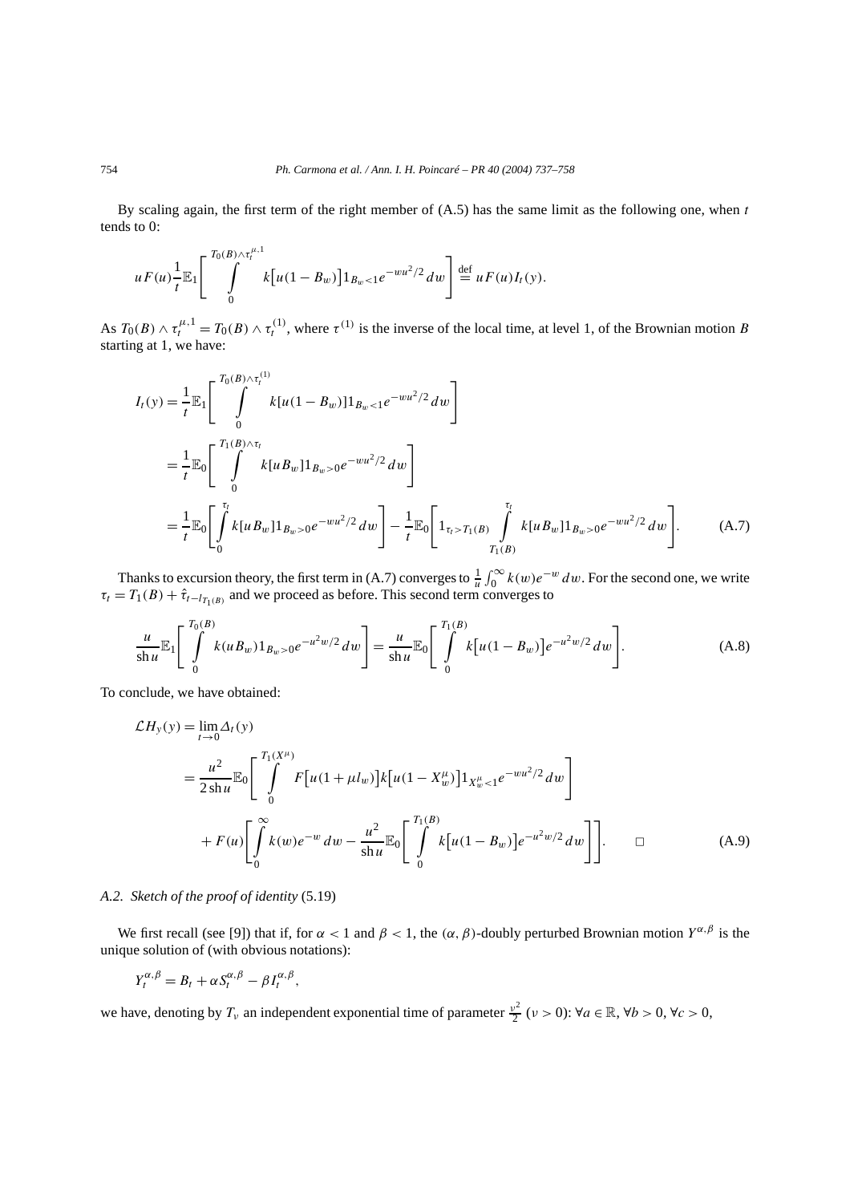By scaling again, the first term of the right member of (A.5) has the same limit as the following one, when $t$ tends to 0:

$$
uF(u)\frac{1}{t}\mathbb{E}_1\left[\int_0^{T_0(B)\wedge\tau_t^{\mu,1}} k\big[u(1-B_w)\big]1_{B_w<1}e^{-wu^2/2}\,dw\right] \stackrel{\text{def}}{=} uF(u)I_t(y).
$$

As $T_0(B)\wedge\tau_t^{\mu,1} = T_0(B)\wedge\tau_t^{(1)}$, where $\tau^{(1)}$ is the inverse of the local time, at level 1, of the Brownian motion $B$ starting at 1, we have:

$$
\begin{aligned}
I_t(y) &= \frac{1}{t}\mathbb{E}_1\left[\int_0^{T_0(B)\wedge\tau_t^{(1)}} k[u(1-B_w)]1_{B_w<1}e^{-wu^2/2}\,dw\right]\\
&= \frac{1}{t}\mathbb{E}_0\left[\int_0^{T_1(B)\wedge\tau_t} k[uB_w]1_{B_w>0}e^{-wu^2/2}\,dw\right]\\
&= \frac{1}{t}\mathbb{E}_0\left[\int_0^{\tau_t} k[uB_w]1_{B_w>0}e^{-wu^2/2}\,dw\right] - \frac{1}{t}\mathbb{E}_0\left[1_{\tau_t>T_1(B)}\int_{T_1(B)}^{\tau_t} k[uB_w]1_{B_w>0}e^{-wu^2/2}\,dw\right].
\end{aligned}
\tag{A.7}
$$

Thanks to excursion theory, the first term in (A.7) converges to $\frac{1}{u}\int_0^\infty k(w)e^{-w}\,dw$. For the second one, we write $\tau_t = T_1(B) + \hat{\tau}_{t-l_{T_1(B)}}$ and we proceed as before. This second term converges to

$$
\frac{u}{\operatorname{sh} u}\mathbb{E}_1\left[\int_0^{T_0(B)} k(uB_w)1_{B_w>0}e^{-u^2w/2}\,dw\right] = \frac{u}{\operatorname{sh} u}\mathbb{E}_0\left[\int_0^{T_1(B)} k\big[u(1-B_w)\big]e^{-u^2w/2}\,dw\right].
\tag{A.8}
$$

To conclude, we have obtained:

$$
\begin{aligned}
\mathcal{L}H_y(y) &= \lim_{t\to 0}\Delta_t(y)\\
&= \frac{u^2}{2\operatorname{sh} u}\mathbb{E}_0\left[\int_0^{T_1(X^\mu)} F\big[u(1+\mu l_w)\big]k\big[u(1-X_w^\mu)\big]1_{X_w^\mu<1}e^{-wu^2/2}\,dw\right]\\
&\quad + F(u)\left[\int_0^\infty k(w)e^{-w}\,dw - \frac{u^2}{\operatorname{sh} u}\mathbb{E}_0\left[\int_0^{T_1(B)} k\big[u(1-B_w)\big]e^{-u^2w/2}\,dw\right]\right]. \qquad \square
\end{aligned}
\tag{A.9}
$$

### *A.2. Sketch of the proof of identity* (5.19)

We first recall (see [9]) that if, for $\alpha<1$ and $\beta<1$, the $(\alpha,\beta)$-doubly perturbed Brownian motion $Y^{\alpha,\beta}$ is the unique solution of (with obvious notations):

$$
Y_t^{\alpha,\beta} = B_t + \alpha S_t^{\alpha,\beta} - \beta I_t^{\alpha,\beta},
$$

we have, denoting by $T_\nu$ an independent exponential time of parameter $\frac{\nu^2}{2}$ ($\nu>0$): $\forall a\in\mathbb{R}$, $\forall b>0$, $\forall c>0$,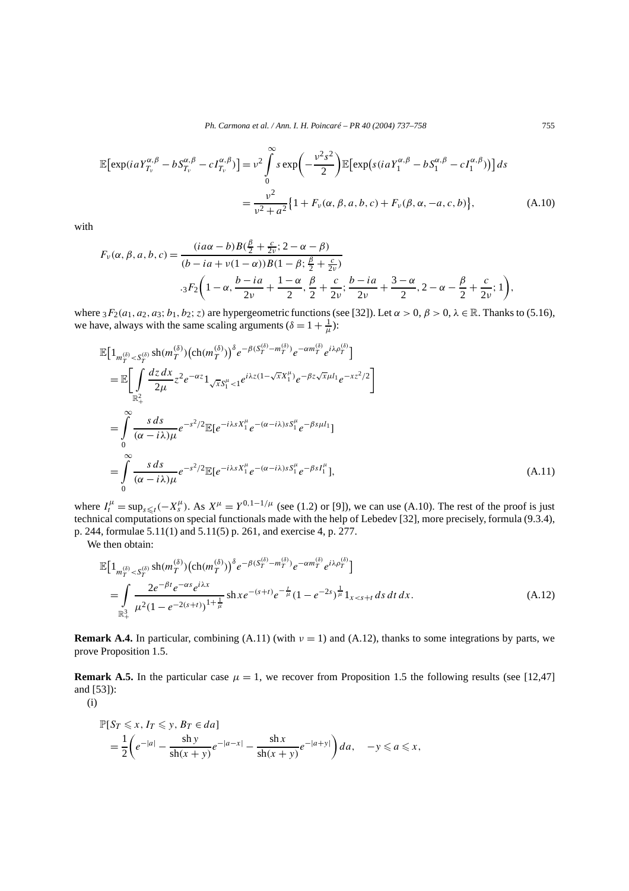$$\mathbb{E}\big[\exp(iaY^{\alpha,\beta}_{T_\nu} - bS^{\alpha,\beta}_{T_\nu} - cI^{\alpha,\beta}_{T_\nu})\big] = \nu^2 \int_0^\infty s \exp\Big(-\frac{\nu^2 s^2}{2}\Big)\mathbb{E}\big[\exp\big(s(iaY^{\alpha,\beta}_1 - bS^{\alpha,\beta}_1 - cI^{\alpha,\beta}_1)\big)\big]\,ds$$
$$= \frac{\nu^2}{\nu^2 + a^2}\big\{1 + F_\nu(\alpha,\beta,a,b,c) + F_\nu(\beta,\alpha,-a,c,b)\big\}, \tag{A.10}$$

with

$$F_\nu(\alpha,\beta,a,b,c) = \frac{(ia\alpha - b)B(\frac{\beta}{2}+\frac{c}{2\nu}; 2-\alpha-\beta)}{(b - ia + \nu(1-\alpha))B(1-\beta; \frac{\beta}{2}+\frac{c}{2\nu})}$$
$$\cdot {}_3F_2\bigg(1-\alpha, \frac{b-ia}{2\nu} + \frac{1-\alpha}{2}, \frac{\beta}{2} + \frac{c}{2\nu}; \frac{b-ia}{2\nu} + \frac{3-\alpha}{2}, 2-\alpha-\frac{\beta}{2}+\frac{c}{2\nu}; 1\bigg),$$

where ${}_3F_2(a_1,a_2,a_3;b_1,b_2;z)$ are hypergeometric functions (see [32]). Let $\alpha > 0$, $\beta > 0$, $\lambda \in \mathbb{R}$. Thanks to (5.16), we have, always with the same scaling arguments ($\delta = 1 + \frac{1}{\mu}$):

$$\mathbb{E}\big[1_{m_T^{(\delta)} < S_T^{(\delta)}} \operatorname{sh}(m_T^{(\delta)})\big(\operatorname{ch}(m_T^{(\delta)})\big)^\delta e^{-\beta(S_T^{(\delta)} - m_T^{(\delta)})} e^{-\alpha m_T^{(\delta)}} e^{i\lambda\rho_T^{(\delta)}}\big]$$
$$= \mathbb{E}\bigg[\int_{\mathbb{R}_+^2} \frac{dz\,dx}{2\mu} z^2 e^{-\alpha z} 1_{\sqrt{x}S_1^\mu < 1} e^{i\lambda z(1-\sqrt{x}X_1^\mu)} e^{-\beta z\sqrt{x}\mu I_1} e^{-xz^2/2}\bigg]$$
$$= \int_0^\infty \frac{s\,ds}{(\alpha - i\lambda)\mu} e^{-s^2/2}\mathbb{E}[e^{-i\lambda s X_1^\mu} e^{-(\alpha - i\lambda)sS_1^\mu} e^{-\beta s\mu I_1}]$$
$$= \int_0^\infty \frac{s\,ds}{(\alpha - i\lambda)\mu} e^{-s^2/2}\mathbb{E}[e^{-i\lambda s X_1^\mu} e^{-(\alpha - i\lambda)sS_1^\mu} e^{-\beta s I_1^\mu}], \tag{A.11}$$

where $I_t^\mu = \sup_{s \leqslant t}(-X_s^\mu)$. As $X^\mu = Y^{0,1-1/\mu}$ (see (1.2) or [9]), we can use (A.10). The rest of the proof is just technical computations on special functionals made with the help of Lebedev [32], more precisely, formula (9.3.4), p. 244, formulae 5.11(1) and 5.11(5) p. 261, and exercise 4, p. 277.

We then obtain:

$$\mathbb{E}\big[1_{m_T^{(\delta)} < S_T^{(\delta)}} \operatorname{sh}(m_T^{(\delta)})\big(\operatorname{ch}(m_T^{(\delta)})\big)^\delta e^{-\beta(S_T^{(\delta)} - m_T^{(\delta)})} e^{-\alpha m_T^{(\delta)}} e^{i\lambda\rho_T^{(\delta)}}\big]$$
$$= \int_{\mathbb{R}_+^3} \frac{2e^{-\beta t}e^{-\alpha s}e^{i\lambda x}}{\mu^2(1-e^{-2(s+t)})^{1+\frac{1}{\mu}}} \operatorname{sh} x\, e^{-(s+t)} e^{-\frac{t}{\mu}}(1-e^{-2s})^{\frac{1}{\mu}} 1_{x<s+t}\,ds\,dt\,dx. \tag{A.12}$$

**Remark A.4.** In particular, combining (A.11) (with $\nu = 1$) and (A.12), thanks to some integrations by parts, we prove Proposition 1.5.

**Remark A.5.** In the particular case $\mu = 1$, we recover from Proposition 1.5 the following results (see [12,47] and [53]):

(i)

$$\mathbb{P}[S_T \leqslant x, I_T \leqslant y, B_T \in da]$$
$$= \frac{1}{2}\bigg(e^{-|a|} - \frac{\operatorname{sh} y}{\operatorname{sh}(x+y)}e^{-|a-x|} - \frac{\operatorname{sh} x}{\operatorname{sh}(x+y)}e^{-|a+y|}\bigg)\,da, \quad -y \leqslant a \leqslant x,$$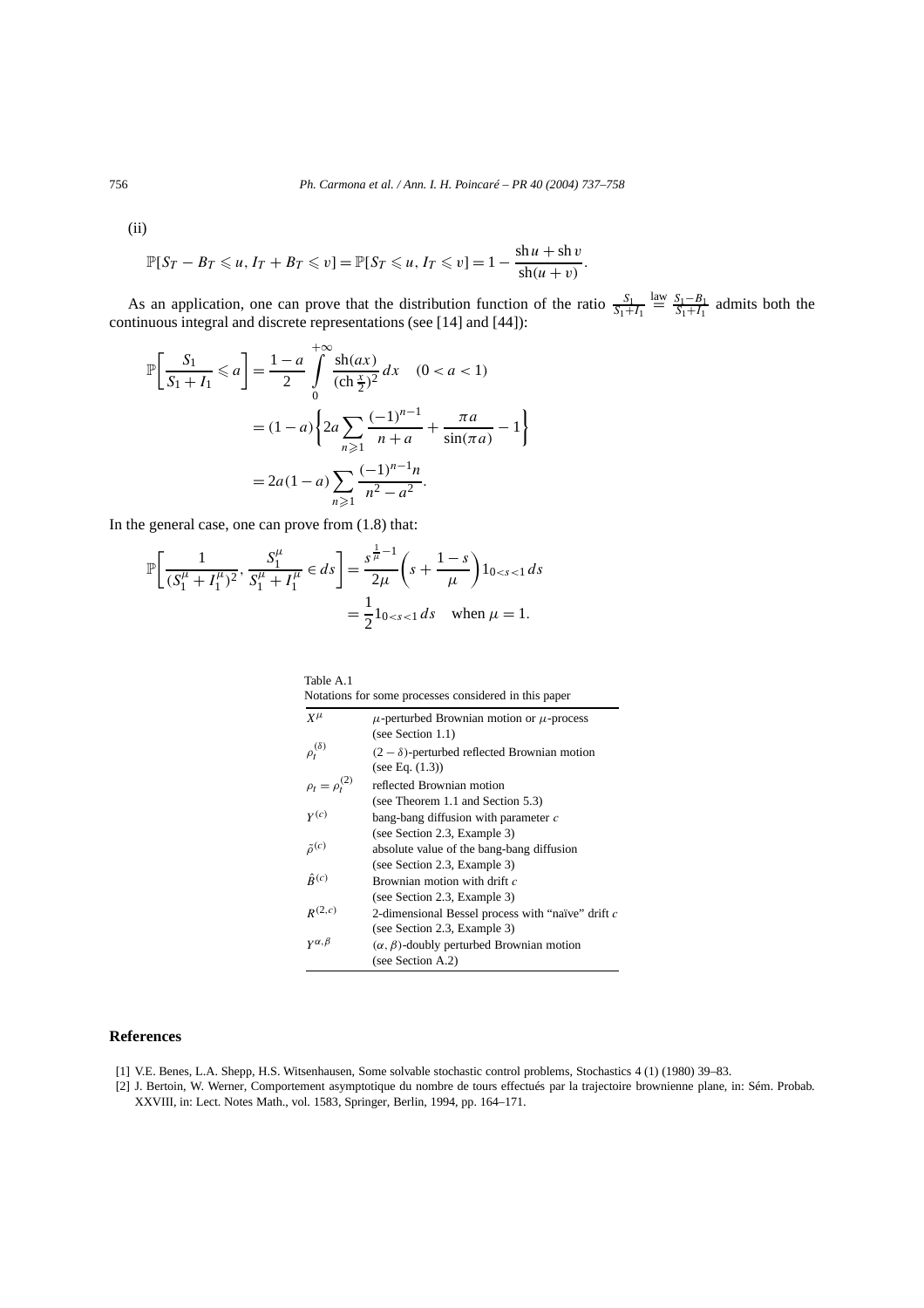(ii)

$$\mathbb{P}[S_T - B_T \leqslant u, I_T + B_T \leqslant v] = \mathbb{P}[S_T \leqslant u, I_T \leqslant v] = 1 - \frac{\operatorname{sh} u + \operatorname{sh} v}{\operatorname{sh}(u+v)}.$$

As an application, one can prove that the distribution function of the ratio $\frac{S_1}{S_1+I_1} \overset{\text{law}}{=} \frac{S_1-B_1}{S_1+I_1}$ admits both the continuous integral and discrete representations (see [14] and [44]):

$$\begin{aligned}
\mathbb{P}\left[\frac{S_1}{S_1+I_1} \leqslant a\right] &= \frac{1-a}{2} \int_0^{+\infty} \frac{\operatorname{sh}(ax)}{(\operatorname{ch}\frac{x}{2})^2}\, dx \quad (0 < a < 1) \\
&= (1-a)\left\{2a \sum_{n \geqslant 1} \frac{(-1)^{n-1}}{n+a} + \frac{\pi a}{\sin(\pi a)} - 1\right\} \\
&= 2a(1-a) \sum_{n \geqslant 1} \frac{(-1)^{n-1} n}{n^2 - a^2}.
\end{aligned}$$

In the general case, one can prove from (1.8) that:

$$\begin{aligned}
\mathbb{P}\left[\frac{1}{(S_1^\mu + I_1^\mu)^2}, \frac{S_1^\mu}{S_1^\mu + I_1^\mu} \in ds\right] &= \frac{s^{\frac{1}{\mu}-1}}{2\mu}\left(s + \frac{1-s}{\mu}\right) 1_{0<s<1}\, ds \\
&= \frac{1}{2} 1_{0<s<1}\, ds \quad \text{when } \mu = 1.
\end{aligned}$$

Table A.1
Notations for some processes considered in this paper

| | |
|---|---|
| $X^\mu$ | $\mu$-perturbed Brownian motion or $\mu$-process (see Section 1.1) |
| $\rho_t^{(\delta)}$ | $(2-\delta)$-perturbed reflected Brownian motion (see Eq. (1.3)) |
| $\rho_t = \rho_t^{(2)}$ | reflected Brownian motion (see Theorem 1.1 and Section 5.3) |
| $Y^{(c)}$ | bang-bang diffusion with parameter $c$ (see Section 2.3, Example 3) |
| $\tilde{\rho}^{(c)}$ | absolute value of the bang-bang diffusion (see Section 2.3, Example 3) |
| $\hat{B}^{(c)}$ | Brownian motion with drift $c$ (see Section 2.3, Example 3) |
| $R^{(2,c)}$ | 2-dimensional Bessel process with "naïve" drift $c$ (see Section 2.3, Example 3) |
| $Y^{\alpha,\beta}$ | $(\alpha, \beta)$-doubly perturbed Brownian motion (see Section A.2) |

## References

[1] V.E. Benes, L.A. Shepp, H.S. Witsenhausen, Some solvable stochastic control problems, Stochastics 4 (1) (1980) 39–83.

[2] J. Bertoin, W. Werner, Comportement asymptotique du nombre de tours effectués par la trajectoire brownienne plane, in: Sém. Probab. XXVIII, in: Lect. Notes Math., vol. 1583, Springer, Berlin, 1994, pp. 164–171.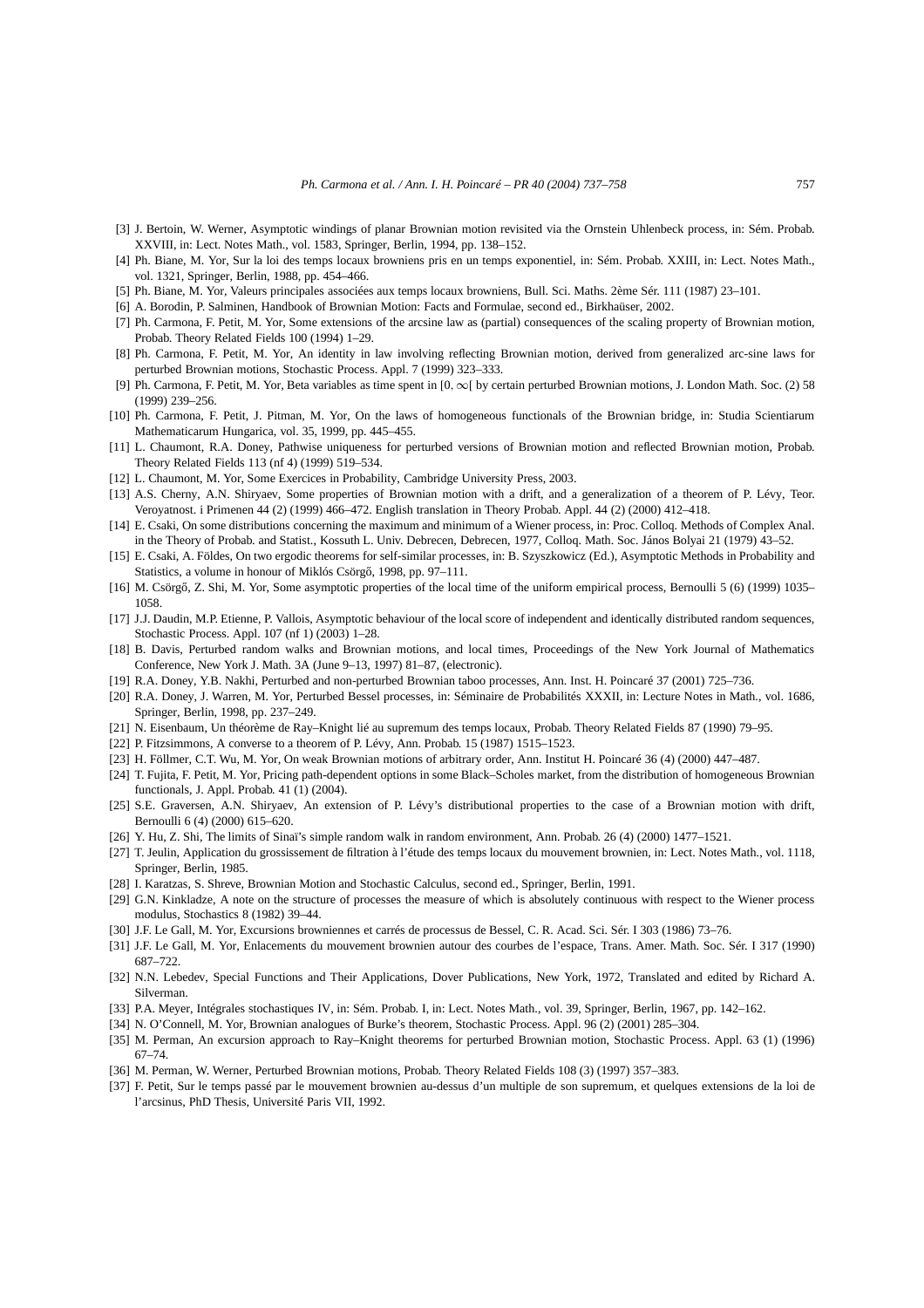[3] J. Bertoin, W. Werner, Asymptotic windings of planar Brownian motion revisited via the Ornstein Uhlenbeck process, in: Sém. Probab. XXVIII, in: Lect. Notes Maths., vol. 1583, Springer, Berlin, 1994, pp. 138–152.

[4] Ph. Biane, M. Yor, Sur la loi des temps locaux browniens pris en un temps exponentiel, in: Sém. Probab. XXIII, in: Lect. Notes Maths., vol. 1321, Springer, Berlin, 1988, pp. 454–466.

[5] Ph. Biane, M. Yor, Valeurs principales associées aux temps locaux browniens, Bull. Sci. Maths. 2ème Sér. 111 (1987) 23–101.

[6] A. Borodin, P. Salminen, Handbook of Brownian Motion: Facts and Formulae, second ed., Birkhaüser, 2002.

[7] Ph. Carmona, F. Petit, M. Yor, Some extensions of the arcsine law as (partial) consequences of the scaling property of Brownian motion, Probab. Theory Related Fields 100 (1994) 1–29.

[8] Ph. Carmona, F. Petit, M. Yor, An identity in law involving reflecting Brownian motion, derived from generalized arc-sine laws for perturbed Brownian motions, Stochastic Process. Appl. 7 (1999) 323–333.

[9] Ph. Carmona, F. Petit, M. Yor, Beta variables as time spent in $[0,\infty[$ by certain perturbed Brownian motions, J. London Math. Soc. (2) 58 (1999) 239–256.

[10] Ph. Carmona, F. Petit, J. Pitman, M. Yor, On the laws of homogeneous functionals of the Brownian bridge, in: Studia Scientiarum Mathematicarum Hungarica, vol. 35, 1999, pp. 445–455.

[11] L. Chaumont, R.A. Doney, Pathwise uniqueness for perturbed versions of Brownian motion and reflected Brownian motion, Probab. Theory Related Fields 113 (nf 4) (1999) 519–534.

[12] L. Chaumont, M. Yor, Some Exercices in Probability, Cambridge University Press, 2003.

[13] A.S. Cherny, A.N. Shiryaev, Some properties of Brownian motion with a drift, and a generalization of a theorem of P. Lévy, Teor. Veroyatnost. i Primenen 44 (2) (1999) 466–472. English translation in Theory Probab. Appl. 44 (2) (2000) 412–418.

[14] E. Csaki, On some distributions concerning the maximum and minimum of a Wiener process, in: Proc. Colloq. Methods of Complex Anal. in the Theory of Probab. and Statist., Kossuth L. Univ. Debrecen, Debrecen, 1977, Colloq. Math. Soc. János Bolyai 21 (1979) 43–52.

[15] E. Csaki, A. Földes, On two ergodic theorems for self-similar processes, in: B. Szyszkowicz (Ed.), Asymptotic Methods in Probability and Statistics, a volume in honour of Miklós Csörgő, 1998, pp. 97–111.

[16] M. Csörgő, Z. Shi, M. Yor, Some asymptotic properties of the local time of the uniform empirical process, Bernoulli 5 (6) (1999) 1035–1058.

[17] J.J. Daudin, M.P. Etienne, P. Vallois, Asymptotic behaviour of the local score of independent and identically distributed random sequences, Stochastic Process. Appl. 107 (nf 1) (2003) 1–28.

[18] B. Davis, Perturbed random walks and Brownian motions, and local times, Proceedings of the New York Journal of Mathematics Conference, New York J. Math. 3A (June 9–13, 1997) 81–87, (electronic).

[19] R.A. Doney, Y.B. Nakhi, Perturbed and non-perturbed Brownian taboo processes, Ann. Inst. H. Poincaré 37 (2001) 725–736.

[20] R.A. Doney, J. Warren, M. Yor, Perturbed Bessel processes, in: Séminaire de Probabilités XXXII, in: Lecture Notes in Math., vol. 1686, Springer, Berlin, 1998, pp. 237–249.

[21] N. Eisenbaum, Un théorème de Ray–Knight lié au supremum des temps locaux, Probab. Theory Related Fields 87 (1990) 79–95.

[22] P. Fitzsimmons, A converse to a theorem of P. Lévy, Ann. Probab. 15 (1987) 1515–1523.

[23] H. Föllmer, C.T. Wu, M. Yor, On weak Brownian motions of arbitrary order, Ann. Institut H. Poincaré 36 (4) (2000) 447–487.

[24] T. Fujita, F. Petit, M. Yor, Pricing path-dependent options in some Black–Scholes market, from the distribution of homogeneous Brownian functionals, J. Appl. Probab. 41 (1) (2004).

[25] S.E. Graversen, A.N. Shiryaev, An extension of P. Lévy's distributional properties to the case of a Brownian motion with drift, Bernoulli 6 (4) (2000) 615–620.

[26] Y. Hu, Z. Shi, The limits of Sinaï's simple random walk in random environment, Ann. Probab. 26 (4) (2000) 1477–1521.

[27] T. Jeulin, Application du grossissement de filtration à l'étude des temps locaux du mouvement brownien, in: Lect. Notes Math., vol. 1118, Springer, Berlin, 1985.

[28] I. Karatzas, S. Shreve, Brownian Motion and Stochastic Calculus, second ed., Springer, Berlin, 1991.

[29] G.N. Kinkladze, A note on the structure of processes the measure of which is absolutely continuous with respect to the Wiener process modulus, Stochastics 8 (1982) 39–44.

[30] J.F. Le Gall, M. Yor, Excursions browniennes et carrés de processus de Bessel, C. R. Acad. Sci. Sér. I 303 (1986) 73–76.

[31] J.F. Le Gall, M. Yor, Enlacements du mouvement brownien autour des courbes de l'espace, Trans. Amer. Math. Soc. Sér. I 317 (1990) 687–722.

[32] N.N. Lebedev, Special Functions and Their Applications, Dover Publications, New York, 1972, Translated and edited by Richard A. Silverman.

[33] P.A. Meyer, Intégrales stochastiques IV, in: Sém. Probab. I, in: Lect. Notes Math., vol. 39, Springer, Berlin, 1967, pp. 142–162.

[34] N. O'Connell, M. Yor, Brownian analogues of Burke's theorem, Stochastic Process. Appl. 96 (2) (2001) 285–304.

[35] M. Perman, An excursion approach to Ray–Knight theorems for perturbed Brownian motion, Stochastic Process. Appl. 63 (1) (1996) 67–74.

[36] M. Perman, W. Werner, Perturbed Brownian motions, Probab. Theory Related Fields 108 (3) (1997) 357–383.

[37] F. Petit, Sur le temps passé par le mouvement brownien au-dessus d'un multiple de son supremum, et quelques extensions de la loi de l'arcsinus, PhD Thesis, Université Paris VII, 1992.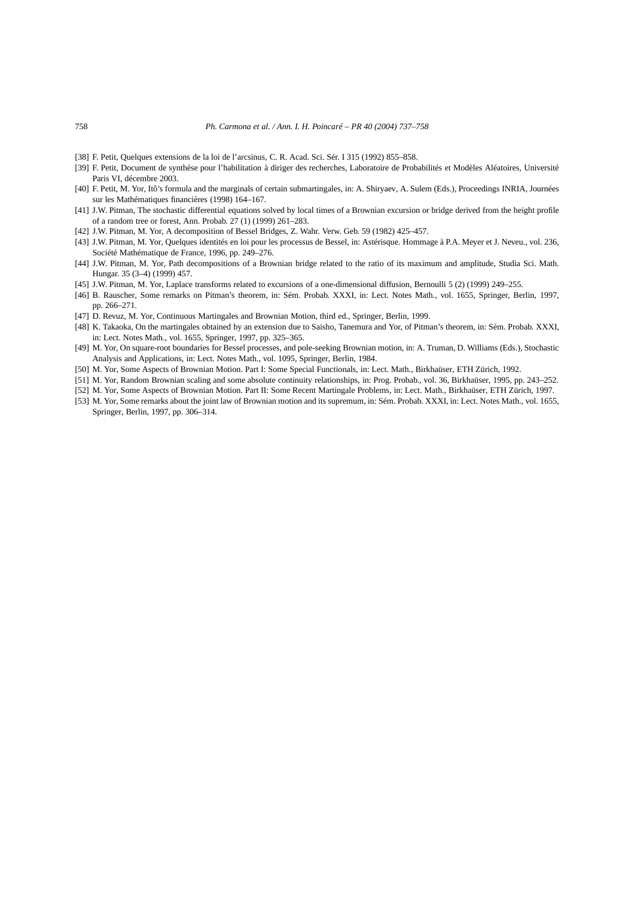[38] F. Petit, Quelques extensions de la loi de l'arcsinus, C. R. Acad. Sci. Sér. I 315 (1992) 855–858.

[39] F. Petit, Document de synthèse pour l'habilitation à diriger des recherches, Laboratoire de Probabilités et Modèles Aléatoires, Université Paris VI, décembre 2003.

[40] F. Petit, M. Yor, Itô's formula and the marginals of certain submartingales, in: A. Shiryaev, A. Sulem (Eds.), Proceedings INRIA, Journées sur les Mathématiques financières (1998) 164–167.

[41] J.W. Pitman, The stochastic differential equations solved by local times of a Brownian excursion or bridge derived from the height profile of a random tree or forest, Ann. Probab. 27 (1) (1999) 261–283.

[42] J.W. Pitman, M. Yor, A decomposition of Bessel Bridges, Z. Wahr. Verw. Geb. 59 (1982) 425–457.

[43] J.W. Pitman, M. Yor, Quelques identités en loi pour les processus de Bessel, in: Astérisque. Hommage à P.A. Meyer et J. Neveu., vol. 236, Société Mathématique de France, 1996, pp. 249–276.

[44] J.W. Pitman, M. Yor, Path decompositions of a Brownian bridge related to the ratio of its maximum and amplitude, Studia Sci. Math. Hungar. 35 (3–4) (1999) 457.

[45] J.W. Pitman, M. Yor, Laplace transforms related to excursions of a one-dimensional diffusion, Bernoulli 5 (2) (1999) 249–255.

[46] B. Rauscher, Some remarks on Pitman's theorem, in: Sém. Probab. XXXI, in: Lect. Notes Math., vol. 1655, Springer, Berlin, 1997, pp. 266–271.

[47] D. Revuz, M. Yor, Continuous Martingales and Brownian Motion, third ed., Springer, Berlin, 1999.

[48] K. Takaoka, On the martingales obtained by an extension due to Saisho, Tanemura and Yor, of Pitman's theorem, in: Sém. Probab. XXXI, in: Lect. Notes Math., vol. 1655, Springer, 1997, pp. 325–365.

[49] M. Yor, On square-root boundaries for Bessel processes, and pole-seeking Brownian motion, in: A. Truman, D. Williams (Eds.), Stochastic Analysis and Applications, in: Lect. Notes Math., vol. 1095, Springer, Berlin, 1984.

[50] M. Yor, Some Aspects of Brownian Motion. Part I: Some Special Functionals, in: Lect. Math., Birkhaüser, ETH Zürich, 1992.

[51] M. Yor, Random Brownian scaling and some absolute continuity relationships, in: Prog. Probab., vol. 36, Birkhaüser, 1995, pp. 243–252.

[52] M. Yor, Some Aspects of Brownian Motion. Part II: Some Recent Martingale Problems, in: Lect. Math., Birkhaüser, ETH Zürich, 1997.

[53] M. Yor, Some remarks about the joint law of Brownian motion and its supremum, in: Sém. Probab. XXXI, in: Lect. Notes Math., vol. 1655, Springer, Berlin, 1997, pp. 306–314.